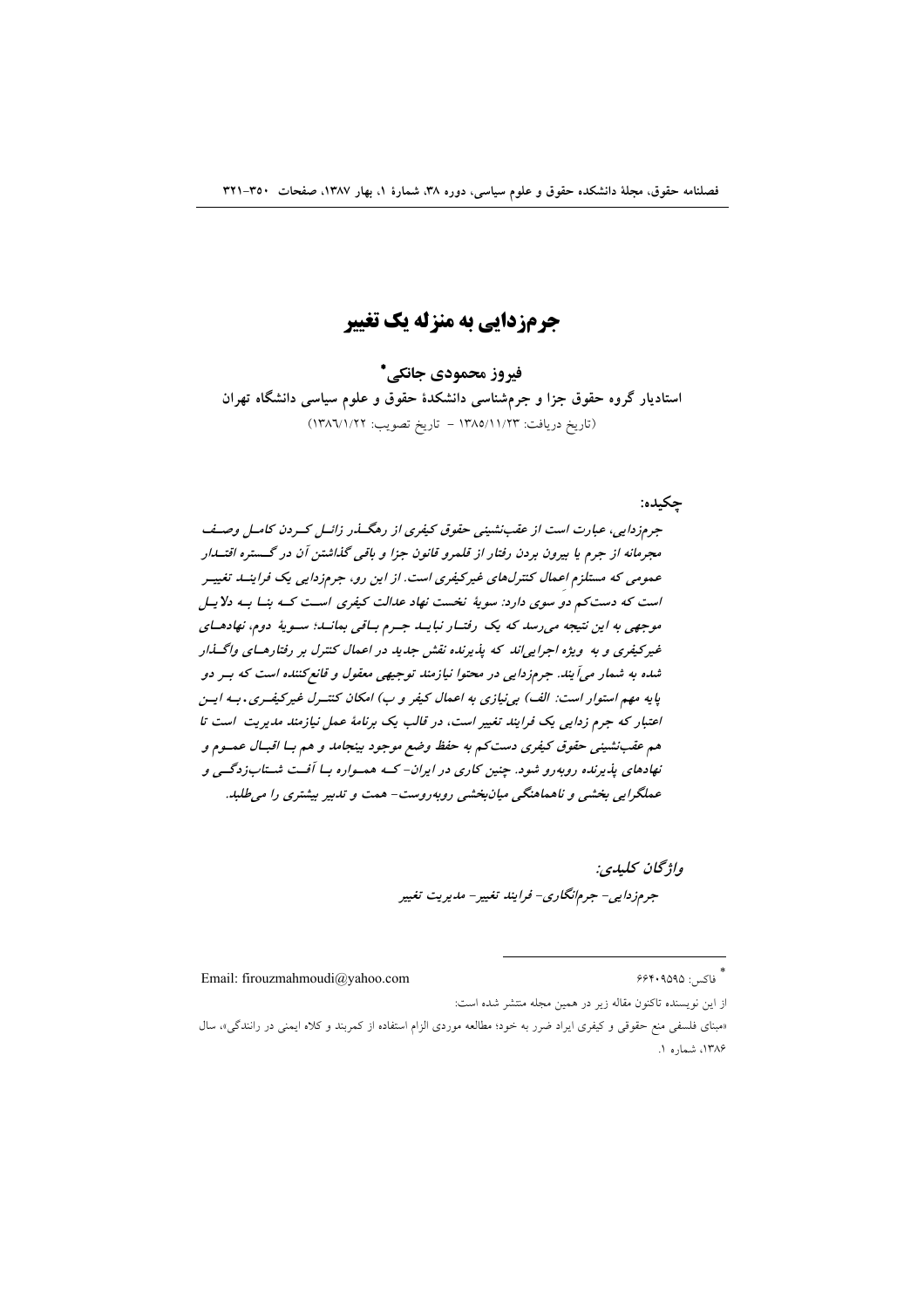# جرم‌زدایی به منزله یک تغییر

**فیروز محمودی جانکی***

**استادیار گروه حقوق جزا و جرم‌شناسی دانشکدهٔ حقوق و علوم سیاسی دانشگاه تهران**

(تاریخ دریافت: ۱۳۸۵/۱۱/۲۳ – تاریخ تصویب: ۱۳۸۶/۱/۲۲)

**چکیده:**

*جرم‌زدایی، عبارت است از عقب‌نشینی حقوق کیفری از رهگذر زائل کردن کامل وصف مجرمانه از جرم یا بیرون بردن رفتار از قلمرو قانون جزا و باقی گذاشتن آن در گستره اقتدار عمومی که مستلزم اعمال کنترل‌های غیرکیفری است. از این رو، جرم‌زدایی یک فرایند تغییر است که دست‌کم دو سوی دارد: سویهٔ نخست نهاد عدالت کیفری است که بنا به دلایل موجهی به این نتیجه می‌رسد که یک رفتار نباید جرم باقی بماند؛ سویهٔ دوم، نهادهای غیرکیفری و به ویژه اجرایی‌اند که پذیرنده نقش جدید در اعمال کنترل بر رفتارهای واگذار شده به شمار می‌آیند. جرم‌زدایی در محتوا نیازمند توجیهی معقول و قانع‌کننده است که بر دو پایه مهم استوار است: الف) بی‌نیازی به اعمال کیفر و ب) امکان کنترل غیرکیفری. به این اعتبار که جرم زدایی یک فرایند تغییر است، در قالب یک برنامهٔ عمل نیازمند مدیریت است تا هم عقب‌نشینی حقوق کیفری دست‌کم به حفظ وضع موجود بینجامد و هم با اقبال عموم و نهادهای پذیرنده روبه‌رو شود. چنین کاری در ایران– که همواره با آفت شتاب‌زدگی و عملگرایی بخشی و ناهماهنگی میان‌بخشی روبه‌روست– همت و تدبیر بیشتری را می‌طلبد.*

***واژگان کلیدی:***

*جرم‌زدایی– جرم‌انگاری– فرایند تغییر– مدیریت تغییر*

---

* فاکس: ۶۶۴۰۹۵۹۵ Email: firouzmahmoudi@yahoo.com

از این نویسنده تاکنون مقاله زیر در همین مجله منتشر شده است:

«مبنای فلسفی منع حقوقی و کیفری ایراد ضرر به خود؛ مطالعه موردی الزام استفاده از کمربند و کلاه ایمنی در رانندگی»، سال ۱۳۸۶، شماره ۱.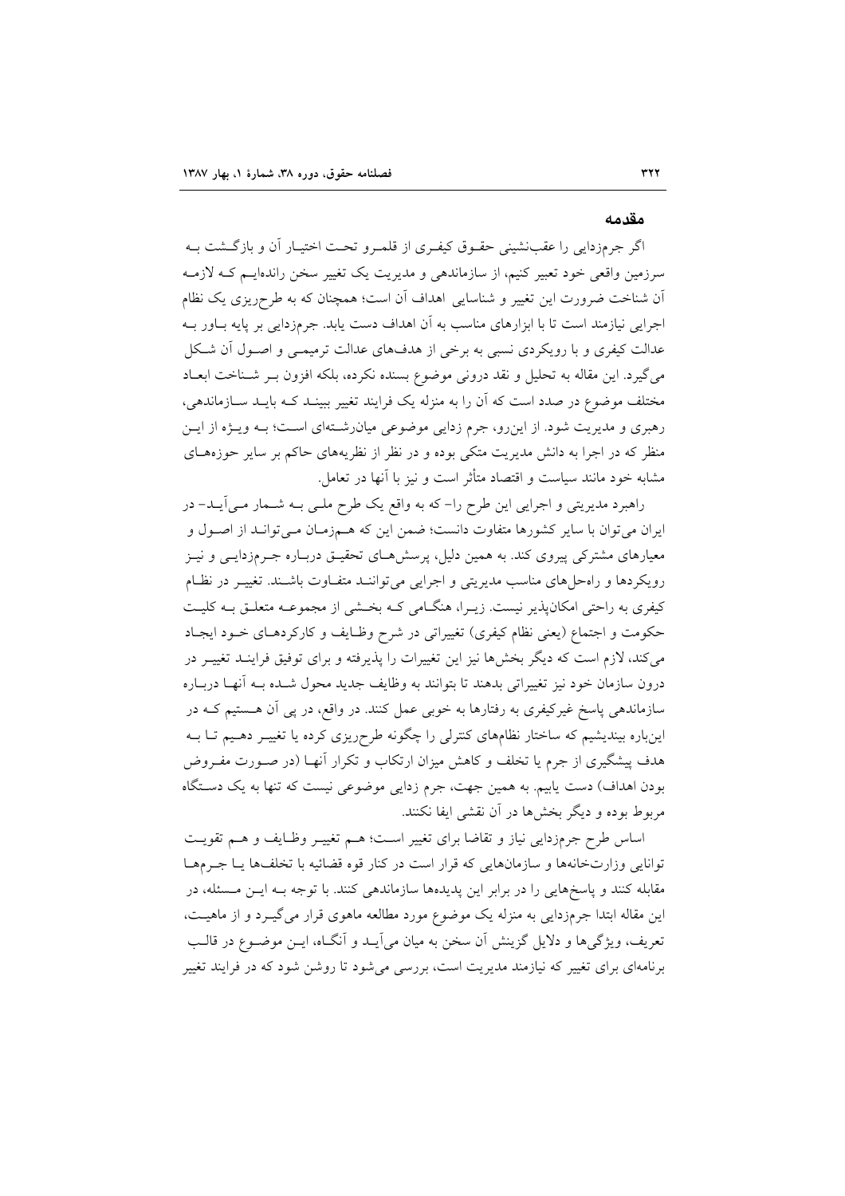## مقدمه

اگر جرم‌زدایی را عقب‌نشینی حقوق کیفری از قلمرو تحت اختیار آن و بازگشت به سرزمین واقعی خود تعبیر کنیم، از سازماندهی و مدیریت یک تغییر سخن رانده‌ایم که لازمه آن شناخت ضرورت این تغییر و شناسایی اهداف آن است؛ همچنان که به طرح‌ریزی یک نظام اجرایی نیازمند است تا با ابزارهای مناسب به آن اهداف دست یابد. جرم‌زدایی بر پایه باور به عدالت کیفری و با رویکردی نسبی به برخی از هدف‌های عدالت ترمیمی و اصول آن شکل می‌گیرد. این مقاله به تحلیل و نقد درونی موضوع بسنده نکرده، بلکه افزون بر شناخت ابعاد مختلف موضوع در صدد است که آن را به منزله یک فرایند تغییر ببیند که باید سازماندهی، رهبری و مدیریت شود. از این‌رو، جرم زدایی موضوعی میان‌رشته‌ای است؛ به ویژه از این منظر که در اجرا به دانش مدیریت متکی بوده و در نظر از نظریه‌های حاکم بر سایر حوزه‌های مشابه خود مانند سیاست و اقتصاد متأثر است و نیز با آنها در تعامل.

راهبرد مدیریتی و اجرایی این طرح را- که به واقع یک طرح ملی به شمار می‌آید- در ایران می‌توان با سایر کشورها متفاوت دانست؛ ضمن این که همزمان می‌تواند از اصول و معیارهای مشترکی پیروی کند. به همین دلیل، پرسش‌های تحقیق درباره جرم‌زدایی و نیز رویکردها و راه‌حل‌های مناسب مدیریتی و اجرایی می‌توانند متفاوت باشند. تغییر در نظام کیفری به راحتی امکان‌پذیر نیست. زیرا، هنگامی که بخشی از مجموعه متعلق به کلیت حکومت و اجتماع (یعنی نظام کیفری) تغییراتی در شرح وظایف و کارکردهای خود ایجاد می‌کند، لازم است که دیگر بخش‌ها نیز این تغییرات را پذیرفته و برای توفیق فرایند تغییر در درون سازمان خود نیز تغییراتی بدهند تا بتوانند به وظایف جدید محول شده به آنها درباره سازماندهی پاسخ غیرکیفری به رفتارها به خوبی عمل کنند. در واقع، در پی آن هستیم که در این‌باره بیندیشیم که ساختار نظام‌های کنترلی را چگونه طرح‌ریزی کرده یا تغییر دهیم تا به هدف پیشگیری از جرم یا تخلف و کاهش میزان ارتکاب و تکرار آنها (در صورت مفروض بودن اهداف) دست یابیم. به همین جهت، جرم زدایی موضوعی نیست که تنها به یک دستگاه مربوط بوده و دیگر بخش‌ها در آن نقشی ایفا نکنند.

اساس طرح جرم‌زدایی نیاز و تقاضا برای تغییر است؛ هم تغییر وظایف و هم تقویت توانایی وزارت‌خانه‌ها و سازمان‌هایی که قرار است در کنار قوه قضائیه با تخلف‌ها یا جرم‌ها مقابله کنند و پاسخ‌هایی را در برابر این پدیده‌ها سازماندهی کنند. با توجه به این مسئله، در این مقاله ابتدا جرم‌زدایی به منزله یک موضوع مورد مطالعه ماهوی قرار می‌گیرد و از ماهیت، تعریف، ویژگی‌ها و دلایل گزینش آن سخن به میان می‌آید و آنگاه، این موضوع در قالب برنامه‌ای برای تغییر که نیازمند مدیریت است، بررسی می‌شود تا روشن شود که در فرایند تغییر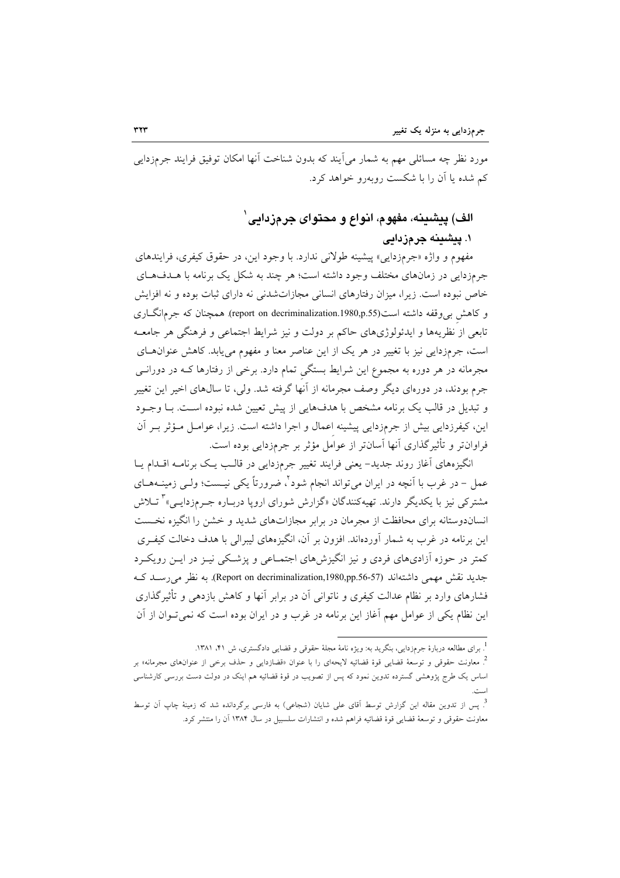مورد نظر چه مسائلی مهم به شمار می‌آیند که بدون شناخت آنها امکان توفیق فرایند جرم‌زدایی کم شده یا آن را با شکست روبه‌رو خواهد کرد.

## الف) پیشینه، مفهوم، انواع و محتوای جرم‌زدایی[1]

### ۱. پیشینه جرم‌زدایی

مفهوم و واژه «جرم‌زدایی» پیشینه طولانی ندارد. با وجود این، در حقوق کیفری، فرایندهای جرم‌زدایی در زمان‌های مختلف وجود داشته است؛ هر چند به شکل یک برنامه با هدف‌های خاص نبوده است. زیرا، میزان رفتارهای انسانی مجازات‌شدنی نه دارای ثبات بوده و نه افزایش و کاهش بی‌وقفه داشته است(report on decriminalization.1980,p.55). همچنان که جرم‌انگاری تابعی از نظریه‌ها و ایدئولوژی‌های حاکم بر دولت و نیز شرایط اجتماعی و فرهنگی هر جامعه است، جرم‌زدایی نیز با تغییر در هر یک از این عناصر معنا و مفهوم می‌یابد. کاهش عنوان‌های مجرمانه در هر دوره به مجموع این شرایط بستگی تمام دارد. برخی از رفتارها که در دورانی جرم بودند، در دوره‌ای دیگر وصف مجرمانه از آنها گرفته شد. ولی، تا سال‌های اخیر این تغییر و تبدیل در قالب یک برنامه مشخص با هدف‌هایی از پیش تعیین شده نبوده است. با وجود این، کیفرزدایی بیش از جرم‌زدایی پیشینه اعمال و اجرا داشته است. زیرا، عوامل مؤثر بر آن فراوان‌تر و تأثیرگذاری آنها آسان‌تر از عوامل مؤثر بر جرم‌زدایی بوده است.

انگیزه‌های آغاز روند جدید– یعنی فرایند تغییر جرم‌زدایی در قالب یک برنامه اقدام یا عمل – در غرب با آنچه در ایران می‌تواند انجام شود[2]، ضرورتاً یکی نیست؛ ولی زمینه‌های مشترکی نیز با یکدیگر دارند. تهیه‌کنندگان «گزارش شورای اروپا درباره جرم‌زدایی»[3] تلاش انسان‌دوستانه برای محافظت از مجرمان در برابر مجازات‌های شدید و خشن را انگیزه نخست این برنامه در غرب به شمار آورده‌اند. افزون بر آن، انگیزه‌های لیبرالی با هدف دخالت کیفری کمتر در حوزه آزادی‌های فردی و نیز انگیزش‌های اجتماعی و پزشکی نیز در این رویکرد جدید نقش مهمی داشته‌اند (Report on decriminalization,1980,pp.56-57). به نظر می‌رسد که فشارهای وارد بر نظام عدالت کیفری و ناتوانی آن در برابر آنها و کاهش بازدهی و تأثیرگذاری این نظام یکی از عوامل مهم آغاز این برنامه در غرب و در ایران بوده است که نمی‌توان از آن

---

[1]. برای مطالعه دربارهٔ جرم‌زدایی، بنگرید به: ویژه نامهٔ مجلهٔ حقوقی و قضایی دادگستری، ش ۴۱، ۱۳۸۱.

[2]. معاونت حقوقی و توسعهٔ قضایی قوهٔ قضائیه لایحه‌ای را با عنوان «قضازدایی و حذف برخی از عنوان‌های مجرمانه» بر اساس یک طرح پژوهشی گسترده تدوین نمود که پس از تصویب در قوهٔ قضائیه هم اینک در دولت دست بررسی کارشناسی است.

[3]. پس از تدوین مقاله این گزارش توسط آقای علی شایان (شجاعی) به فارسی برگردانده شد که زمینهٔ چاپ آن توسط معاونت حقوقی و توسعهٔ قضایی قوهٔ قضائیه فراهم شده و انتشارات سلسبیل در سال ۱۳۸۴ آن را منتشر کرد.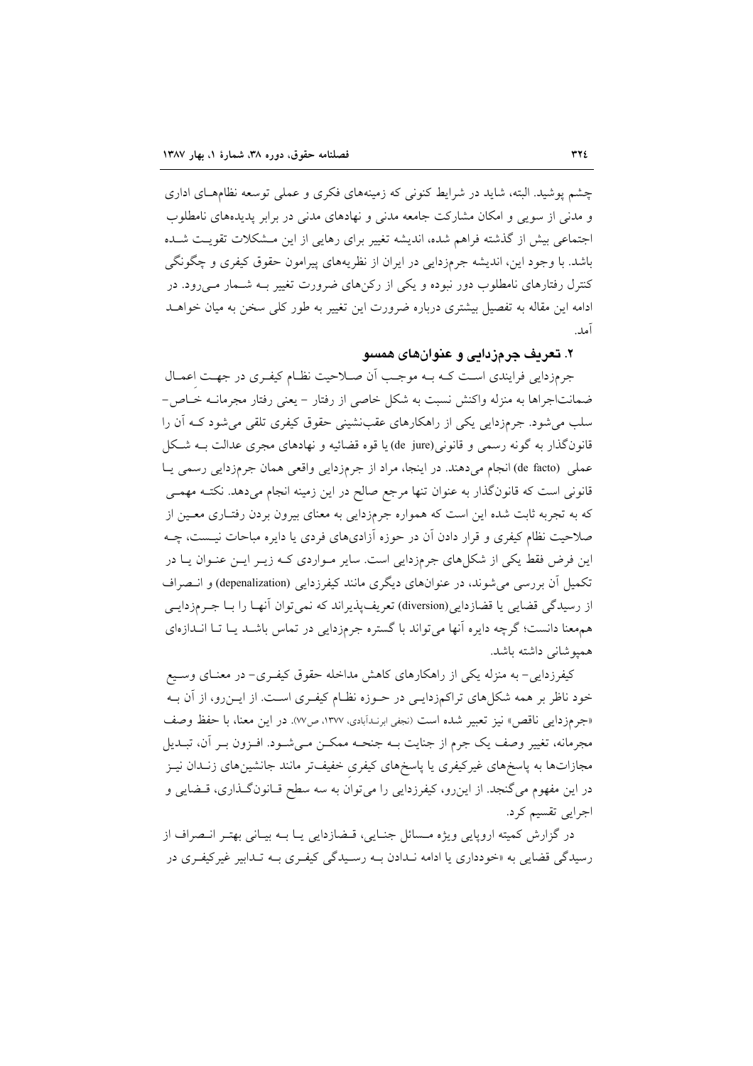چشم پوشید. البته، شاید در شرایط کنونی که زمینه‌های فکری و عملی توسعه نظام‌هـای اداری و مدنی از سویی و امکان مشارکت جامعه مدنی و نهادهای مدنی در برابر پدیده‌های نامطلوب اجتماعی بیش از گذشته فراهم شده، اندیشه تغییر برای رهایی از این مـشکلات تقویـت شـده باشد. با وجود این، اندیشه جرم‌زدایی در ایران از نظریه‌های پیرامون حقوق کیفری و چگونگی کنترل رفتارهای نامطلوب دور نبوده و یکی از رکن‌های ضرورت تغییر بـه شـمار مـی‌رود. در ادامه این مقاله به تفصیل بیشتری درباره ضرورت این تغییر به طور کلی سخن به میان خواهـد آمد.

## ۲. تعریف جرم‌زدایی و عنوان‌های همسو

جرم‌زدایی فرایندی اسـت کـه بـه موجـب آن صـلاحیت نظـام کیفـری در جهـت اعمـال ضمانت‌اجراها به منزله واکنش نسبت به شکل خاصی از رفتار - یعنی رفتار مجرمانـه خـاص- سلب می‌شود. جرم‌زدایی یکی از راهکارهای عقب‌نشینی حقوق کیفری تلقی می‌شود کـه آن را قانون‌گذار به گونه رسمی و قانونی(de jure) یا قوه قضائیه و نهادهای مجری عدالت بـه شـکل عملی (de facto) انجام می‌دهند. در اینجا، مراد از جرم‌زدایی واقعی همان جرم‌زدایی رسمی یـا قانونی است که قانون‌گذار به عنوان تنها مرجع صالح در این زمینه انجام می‌دهد. نکتـه مهمـی که به تجربه ثابت شده این است که همواره جرم‌زدایی به معنای بیرون بردن رفتـاری معـین از صلاحیت نظام کیفری و قرار دادن آن در حوزه آزادی‌های فردی یا دایره مباحات نیـست، چـه این فرض فقط یکی از شکل‌های جرم‌زدایی است. سایر مـواردی کـه زیـر ایـن عنـوان یـا در تکمیل آن بررسی می‌شوند، در عنوان‌های دیگری مانند کیفرزدایی (depenalization) و انـصراف از رسیدگی قضایی یا قضازدایی(diversion) تعریف‌پذیراند که نمی‌توان آنهـا را بـا جـرم‌زدایـی هم‌معنا دانست؛ گرچه دایره آنها می‌تواند با گستره جرم‌زدایی در تماس باشـد یـا تـا انـدازه‌ای همپوشانی داشته باشد.

کیفرزدایی- به منزله یکی از راهکارهای کاهش مداخله حقوق کیفـری- در معنـای وسـیع خود ناظر بر همه شکل‌های تراکم‌زدایـی در حـوزه نظـام کیفـری اسـت. از ایـن‌رو، از آن بـه «جرم‌زدایی ناقص» نیز تعبیر شده است (نجفی ابرندآبادی، ۱۳۷۷، ص۷۷). در این معنا، با حفظ وصف مجرمانه، تغییر وصف یک جرم از جنایت بـه جنحـه ممکـن مـی‌شـود. افـزون بـر آن، تبـدیل مجازات‌ها به پاسخ‌های غیرکیفری یا پاسخ‌های کیفری خفیف‌تر مانند جانشین‌های زنـدان نیـز در این مفهوم می‌گنجد. از این‌رو، کیفرزدایی را می‌توان به سه سطح قـانون‌گـذاری، قـضایی و اجرایی تقسیم کرد.

در گزارش کمیته اروپایی ویژه مـسائل جنـایی، قـضازدایی یـا بـه بیـانی بهتـر انـصراف از رسیدگی قضایی به «خودداری یا ادامه نـدادن بـه رسـیدگی کیفـری بـه تـدابیر غیرکیفـری در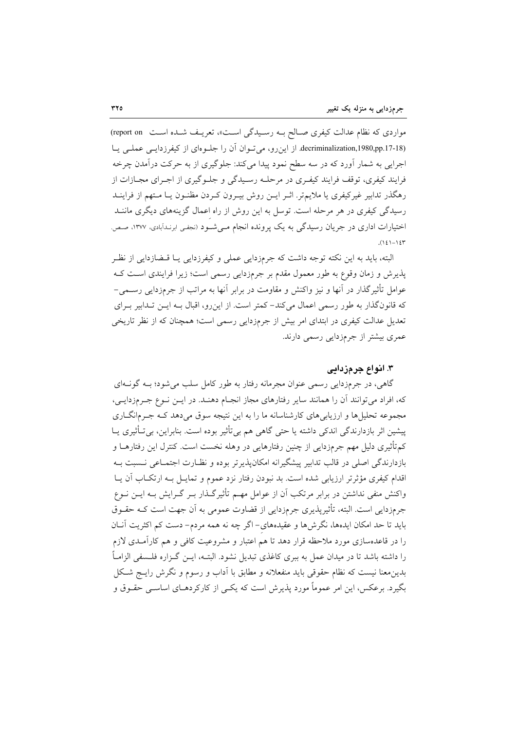مواردی که نظام عدالت کیفری صـالح بـه رسـیدگی اسـت»، تعریـف شـده اسـت (report on decriminalization,1980,pp.17-18). از این‌رو، می‌تـوان آن را جلـوه‌ای از کیفرزدایـی عملـی یـا اجرایی به شمار آورد که در سه سطح نمود پیدا می‌کند: جلوگیری از به حرکت درآمدن چرخه فرایند کیفری، توقف فرایند کیفـری در مرحلـه رسـیدگی و جلـوگیری از اجـرای مجـازات از رهگذر تدابیر غیرکیفری یا ملایم‌تر. اثـر ایـن روش بیـرون کـردن مظنـون یـا مـتهم از فراینـد رسیدگی کیفری در هر مرحله است. توسل به این روش از راه اعمال گزینه‌های دیگری ماننـد اختیارات اداری در جریان رسیدگی به یک پرونده انجام مـی‌شـود (نجفی ابرندآبادی، ۱۳۷۷، صص. ۱۴۳-۱۴۱).

البته، باید به این نکته توجه داشت که جرم‌زدایی عملی و کیفرزدایی یـا قـضازدایی از نظـر پذیرش و زمان وقوع به طور معمول مقدم بر جرم‌زدایی رسمی است؛ زیرا فرایندی اسـت کـه عوامل تأثیرگذار در آنها و نیز واکنش و مقاومت در برابر آنها به مراتب از جرم‌زدایی رسـمی- که قانون‌گذار به طور رسمی اعمال می‌کند- کمتر است. از این‌رو، اقبال بـه ایـن تـدابیر بـرای تعدیل عدالت کیفری در ابتدای امر بیش از جرم‌زدایی رسمی است؛ همچنان که از نظر تاریخی عمری بیشتر از جرم‌زدایی رسمی دارند.

### ۳. انواع جرم‌زدایی

گاهی، در جرم‌زدایی رسمی عنوان مجرمانه رفتار به طور کامل سلب می‌شود؛ بـه گونـه‌ای که، افراد می‌توانند آن را همانند سایر رفتارهای مجاز انجـام دهنـد. در ایـن نـوع جـرم‌زدایـی، مجموعه تحلیل‌ها و ارزیابی‌های کارشناسانه ما را به این نتیجه سوق می‌دهد کـه جـرم‌انگـاری پیشین اثر بازدارندگی اندکی داشته یا حتی گاهی هم بی‌تأثیر بوده است. بنابراین، بی‌تـأثیری یـا کم‌تأثیری دلیل مهم جرم‌زدایی از چنین رفتارهایی در وهله نخست است. کنترل این رفتارهـا و بازدارندگی اصلی در قالب تدابیر پیشگیرانه امکان‌پذیرتر بوده و نظـارت اجتمـاعی نـسبت بـه اقدام کیفری مؤثرتر ارزیابی شده است. بد نبودن رفتار نزد عموم و تمایـل بـه ارتکـاب آن یـا واکنش منفی نداشتن در برابر مرتکب آن از عوامل مهـم تأثیرگـذار بـر گـرایش بـه ایـن نـوع جرم‌زدایی است. البته، تأثیرپذیری جرم‌زدایی از قضاوت عمومی به آن جهت است کـه حقـوق باید تا حد امکان ایده‌ها، نگرش‌ها و عقیده‌های- اگر چه نه همه مردم- دست کم اکثریت آنـان را در قاعده‌سازی مورد ملاحظه قرار دهد تا هم اعتبار و مشروعیت کافی و هم کارآمـدی لازم را داشته باشد تا در میدان عمل به ببری کاغذی تبدیل نشود. البتـه، ایـن گـزاره فلـسفی الزامـاً بدین‌معنا نیست که نظام حقوقی باید منفعلانه و مطابق با آداب و رسوم و نگرش رایـج شـکل بگیرد. برعکس، این امر عموماً مورد پذیرش است که یکـی از کارکردهـای اساسـی حقـوق و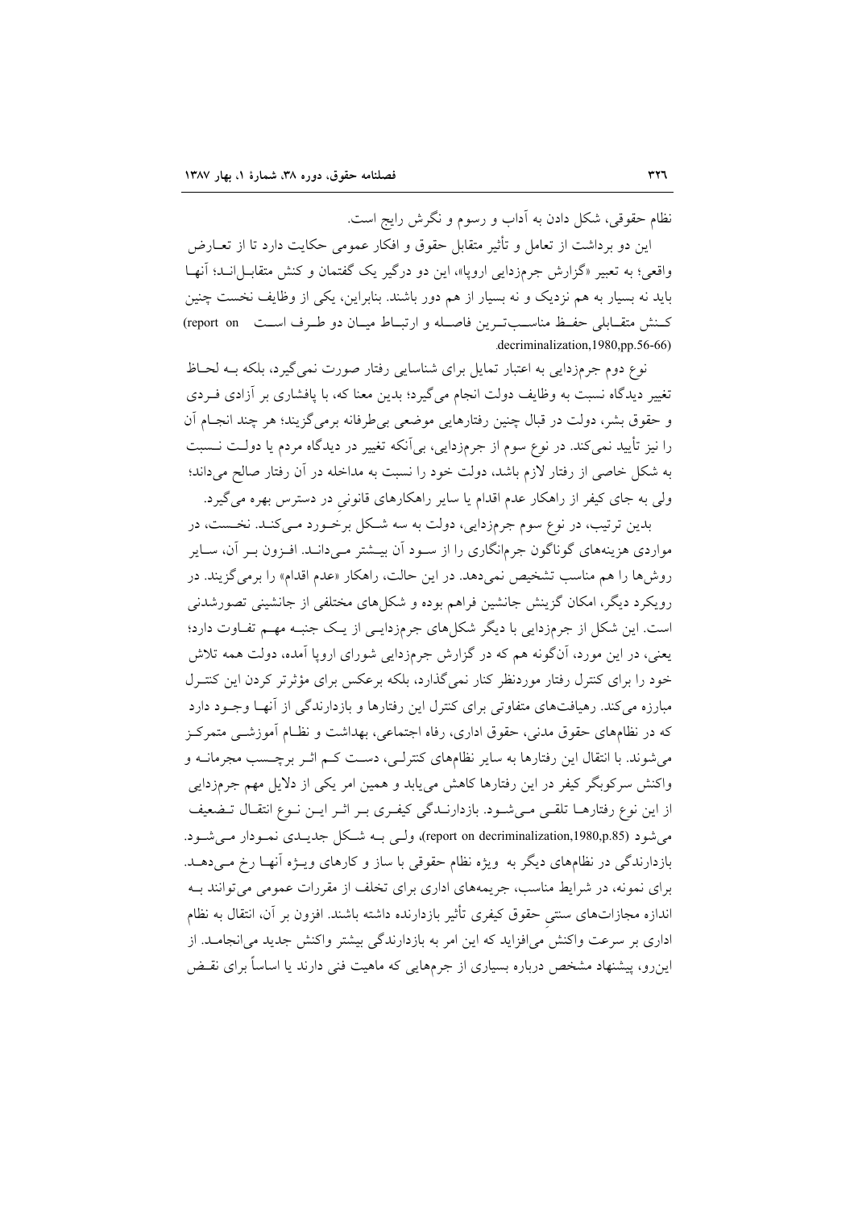نظام حقوقی، شکل دادن به آداب و رسوم و نگرش رایج است.

این دو برداشت از تعامل و تأثیر متقابل حقوق و افکار عمومی حکایت دارد تا از تعـارض واقعی؛ به تعبیر «گزارش جرم‌زدایی اروپا»، این دو درگیر یک گفتمان و کنش متقابـل‌انـد؛ آنهـا باید نه بسیار به هم نزدیک و نه بسیار از هم دور باشند. بنابراین، یکی از وظایف نخست چنین کـنش متقـابلی حفـظ مناسـب‌تـرین فاصـله و ارتبـاط میـان دو طـرف اسـت (report on decriminalization,1980,pp.56-66).

نوع دوم جرم‌زدایی به اعتبار تمایل برای شناسایی رفتار صورت نمی‌گیرد، بلکه بـه لحـاظ تغییر دیدگاه نسبت به وظایف دولت انجام می‌گیرد؛ بدین معنا که، با پافشاری بر آزادی فـردی و حقوق بشر، دولت در قبال چنین رفتارهایی موضعی بی‌طرفانه برمی‌گزیند؛ هر چند انجـام آن را نیز تأیید نمی‌کند. در نوع سوم از جرم‌زدایی، بی‌آنکه تغییر در دیدگاه مردم یا دولـت نـسبت به شکل خاصی از رفتار لازم باشد، دولت خود را نسبت به مداخله در آن رفتار صالح می‌داند؛ ولی به جای کیفر از راهکار عدم اقدام یا سایر راهکارهای قانونی در دسترس بهره می‌گیرد.

بدین ترتیب، در نوع سوم جرم‌زدایی، دولت به سه شـکل برخـورد مـی‌کنـد. نخـست، در مواردی هزینه‌های گوناگون جرم‌انگاری را از سـود آن بیـشتر مـی‌دانـد. افـزون بـر آن، سـایر روش‌ها را هم مناسب تشخیص نمی‌دهد. در این حالت، راهکار «عدم اقدام» را برمی‌گزیند. در رویکرد دیگر، امکان گزینش جانشین فراهم بوده و شکل‌های مختلفی از جانشینی تصورشدنی است. این شکل از جرم‌زدایی با دیگر شکل‌های جرم‌زدایـی از یـک جنبـه مهـم تفـاوت دارد؛ یعنی، در این مورد، آن‌گونه هم که در گزارش جرم‌زدایی شورای اروپا آمده، دولت همه تلاش خود را برای کنترل رفتار موردنظر کنار نمی‌گذارد، بلکه برعکس برای مؤثرتر کردن این کنتـرل مبارزه می‌کند. رهیافت‌های متفاوتی برای کنترل این رفتارها و بازدارندگی از آنهـا وجـود دارد که در نظام‌های حقوق مدنی، حقوق اداری، رفاه اجتماعی، بهداشت و نظـام آموزشـی متمرکـز می‌شوند. با انتقال این رفتارها به سایر نظام‌های کنترلـی، دسـت کـم اثـر برچـسب مجرمانـه و واکنش سرکوبگر کیفر در این رفتارها کاهش می‌یابد و همین امر یکی از دلایل مهم جرم‌زدایی از این نوع رفتارهـا تلقـی مـی‌شـود. بازدارنـدگی کیفـری بـر اثـر ایـن نـوع انتقـال تـضعیف می‌شود (report on decriminalization,1980,p.85)، ولـی بـه شـکل جدیـدی نمـودار مـی‌شـود. بازدارندگی در نظام‌های دیگر به ویژه نظام حقوقی با ساز و کارهای ویـژه آنهـا رخ مـی‌دهـد. برای نمونه، در شرایط مناسب، جریمه‌های اداری برای تخلف از مقررات عمومی می‌توانند بـه اندازه مجازات‌های سنتیِ حقوق کیفری تأثیر بازدارنده داشته باشند. افزون بر آن، انتقال به نظام اداری بر سرعت واکنش می‌افزاید که این امر به بازدارندگی بیشتر واکنش جدید می‌انجامـد. از این‌رو، پیشنهاد مشخص درباره بسیاری از جرم‌هایی که ماهیت فنی دارند یا اساساً برای نقـض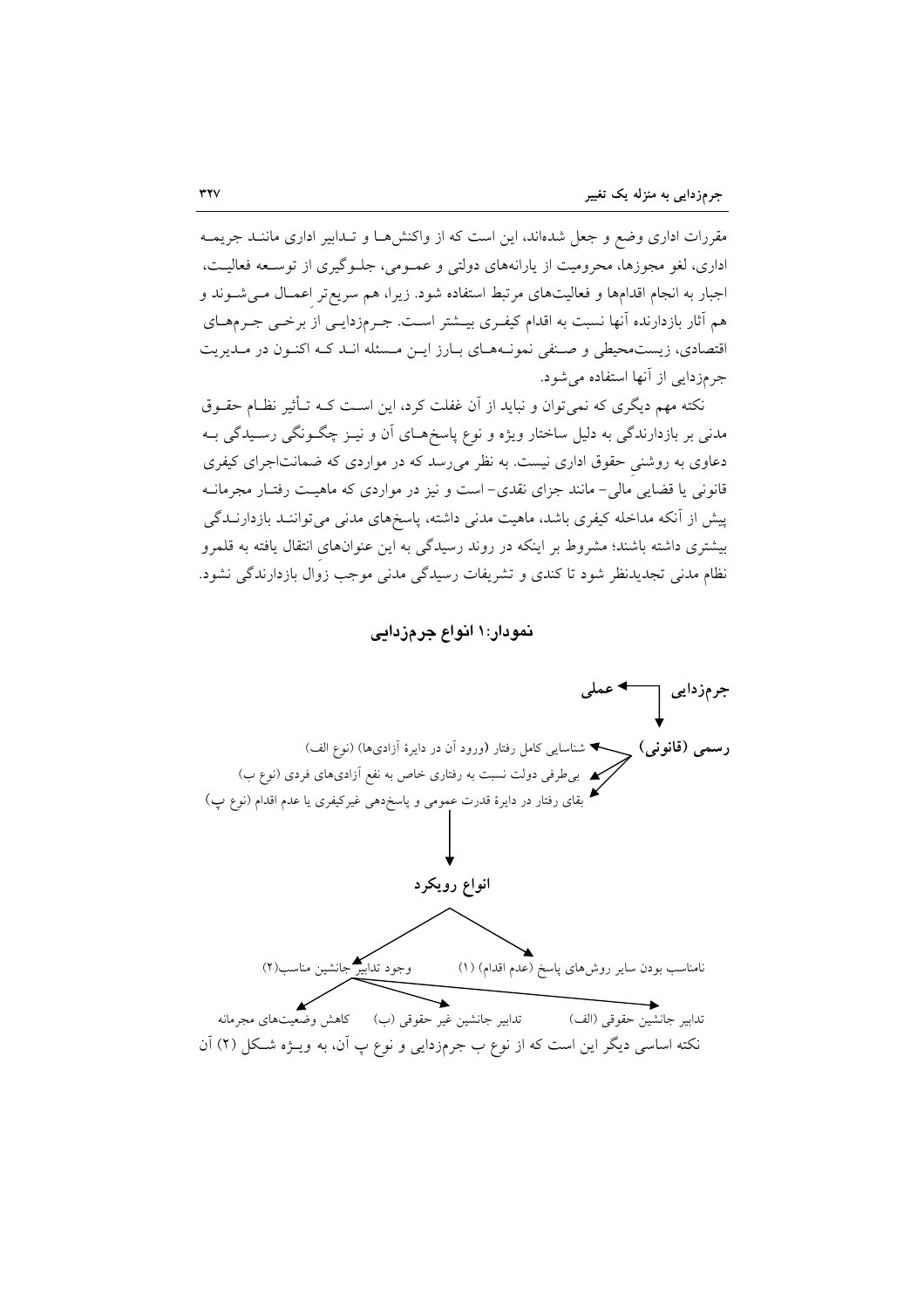مقررات اداری وضع و جعل شده‌اند، این است که از واکنش‌ها و تدابیر اداری مانند جریمه اداری، لغو مجوزها، محرومیت از یارانه‌های دولتی و عمومی، جلوگیری از توسعه فعالیت، اجبار به انجام اقدام‌ها و فعالیت‌های مرتبط استفاده شود. زیرا، هم سریع‌تر اعمال می‌شوند و هم آثار بازدارنده آنها نسبت به اقدام کیفری بیشتر است. جرم‌زدایی از برخی جرم‌های اقتصادی، زیست‌محیطی و صنفی نمونه‌های بارز این مسئله اند که اکنون در مدیریت جرم‌زدایی از آنها استفاده می‌شود.

نکته مهم دیگری که نمی‌توان و نباید از آن غفلت کرد، این است که تأثیر نظام حقوق مدنی بر بازدارندگی به دلیل ساختار ویژه و نوع پاسخ‌های آن و نیز چگونگی رسیدگی به دعاوی به روشنیِ حقوق اداری نیست. به نظر می‌رسد که در مواردی که ضمانت‌اجرای کیفری قانونی یا قضایی مالی- مانند جزای نقدی- است و نیز در مواردی که ماهیت رفتار مجرمانه پیش از آنکه مداخله کیفری باشد، ماهیت مدنی داشته، پاسخ‌های مدنی می‌توانند بازدارندگی بیشتری داشته باشند؛ مشروط بر اینکه در روند رسیدگی به این عنوان‌هایِ انتقال یافته به قلمرو نظام مدنی تجدیدنظر شود تا کندی و تشریفات رسیدگی مدنی موجب زوالِ بازدارندگی نشود.

### نمودار:۱ انواع جرم‌زدایی

- جرم‌زدایی ← عملی
- جرم‌زدایی ↓ رسمی (قانونی)
  - شناسایی کامل رفتار (ورود آن در دایرهٔ آزادی‌ها) (نوع الف)
  - بی‌طرفی دولت نسبت به رفتاری خاص به نفع آزادی‌های فردی (نوع ب)
  - بقای رفتار در دایرهٔ قدرت عمومی و پاسخ‌دهی غیرکیفری یا عدم اقدام (نوع پ)

↓

**انواع رویکرد**

- نامناسب بودن سایر روش‌های پاسخ (عدم اقدام) (۱)
- وجود تدابیر جانشین مناسب(۲)
  - تدابیر جانشین حقوقی (الف)
  - تدابیر جانشین غیر حقوقی (ب)
  - کاهش وضعیت‌های مجرمانه

نکته اساسی دیگر این است که از نوع ب جرم‌زدایی و نوع پ آن، به ویژه شکل (۲) آن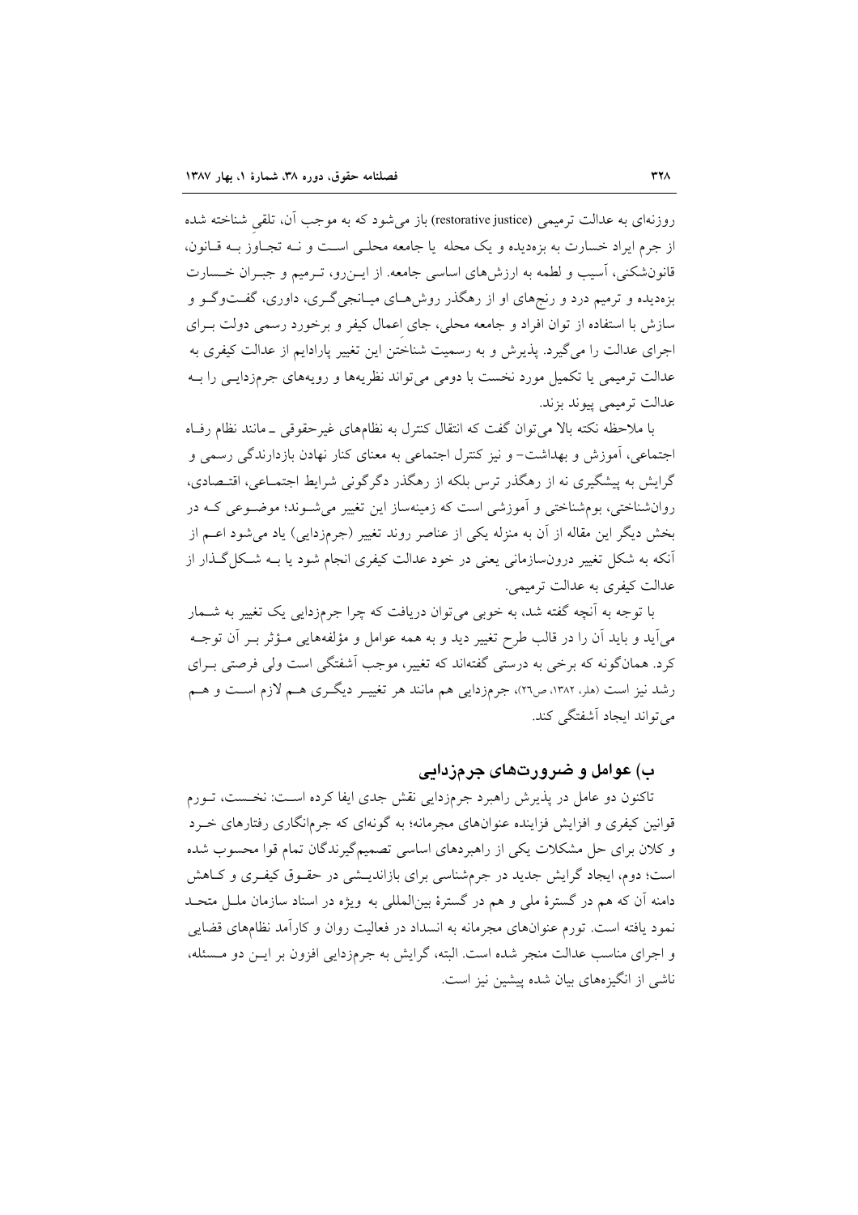روزنه‌ای به عدالت ترمیمی (restorative justice) باز می‌شود که به موجب آن، تلقیِ شناخته شده از جرم ایراد خسارت به بزه‌دیده و یک محله یا جامعه محلی است و نه تجاوز به قانون، قانون‌شکنی، آسیب و لطمه به ارزش‌های اساسی جامعه. از این‌رو، ترمیم و جبران خسارت بزه‌دیده و ترمیم درد و رنج‌های او از رهگذر روش‌های میانجی‌گری، داوری، گفت‌وگو و سازش با استفاده از توان افراد و جامعه محلی، جای اِعمال کیفر و برخورد رسمی دولت برای اجرای عدالت را می‌گیرد. پذیرش و به رسمیت شناختنِ این تغییر پارادایم از عدالت کیفری به عدالت ترمیمی یا تکمیل مورد نخست با دومی می‌تواند نظریه‌ها و رویه‌های جرم‌زدایی را به عدالت ترمیمی پیوند بزند.

با ملاحظه نکته بالا می‌توان گفت که انتقال کنترل به نظام‌های غیرحقوقی ـ مانند نظام رفاه اجتماعی، آموزش و بهداشت- و نیز کنترل اجتماعی به معنای کنار نهادن بازدارندگی رسمی و گرایش به پیشگیری نه از رهگذر ترس بلکه از رهگذر دگرگونی شرایط اجتماعی، اقتصادی، روان‌شناختی، بوم‌شناختی و آموزشی است که زمینه‌ساز این تغییر می‌شوند؛ موضوعی که در بخش دیگر این مقاله از آن به منزله یکی از عناصر روند تغییر (جرم‌زدایی) یاد می‌شود اعم از آنکه به شکل تغییر درون‌سازمانی یعنی در خود عدالت کیفری انجام شود یا به شکل‌گذار از عدالت کیفری به عدالت ترمیمی.

با توجه به آنچه گفته شد، به خوبی می‌توان دریافت که چرا جرم‌زدایی یک تغییر به شمار می‌آید و باید آن را در قالب طرح تغییر دید و به همه عوامل و مؤلفه‌هایی مؤثر بر آن توجه کرد. همان‌گونه که برخی به درستی گفته‌اند که تغییر، موجب آشفتگی است ولی فرصتی برای رشد نیز است (هلر، ۱۳۸۲، ص۲٦)، جرم‌زدایی هم مانند هر تغییر دیگری هم لازم است و هم می‌تواند ایجاد آشفتگی کند.

## ب) عوامل و ضرورت‌های جرم‌زدایی

تاکنون دو عامل در پذیرش راهبرد جرم‌زدایی نقش جدی ایفا کرده است: نخست، تورم قوانین کیفری و افزایش فزاینده عنوان‌های مجرمانه؛ به گونه‌ای که جرم‌انگاری رفتارهای خرد و کلان برای حل مشکلات یکی از راهبردهای اساسی تصمیم‌گیرندگان تمام قوا محسوب شده است؛ دوم، ایجاد گرایش جدید در جرم‌شناسی برای بازاندیشی در حقوق کیفری و کاهش دامنه آن که هم در گسترهٔ ملی و هم در گسترهٔ بین‌المللی به ویژه در اسناد سازمان ملل متحد نمود یافته است. تورم عنوان‌های مجرمانه به انسداد در فعالیت روان و کارآمد نظام‌های قضایی و اجرای مناسب عدالت منجر شده است. البته، گرایش به جرم‌زدایی افزون بر این دو مسئله، ناشی از انگیزه‌های بیان شده پیشین نیز است.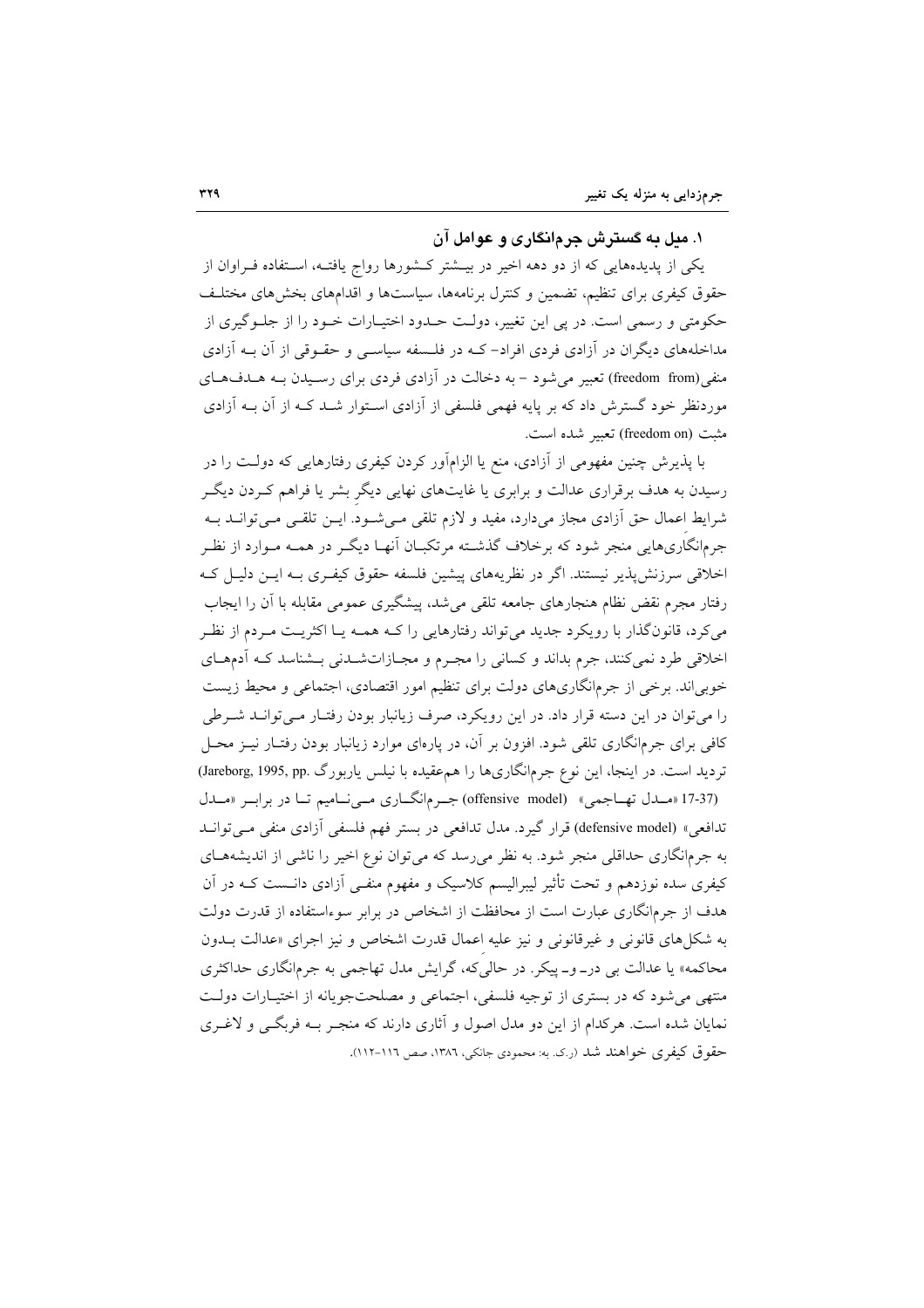## ۱. میل به گسترش جرم‌انگاری و عوامل آن

یکی از پدیده‌هایی که از دو دهه اخیر در بیشتر کشورها رواج یافته، استفاده فراوان از حقوق کیفری برای تنظیم، تضمین و کنترل برنامه‌ها، سیاست‌ها و اقدام‌های بخش‌های مختلف حکومتی و رسمی است. در پی این تغییر، دولت حدود اختیارات خود را از جلوگیری از مداخله‌های دیگران در آزادی فردی افراد- که در فلسفه سیاسی و حقوقی از آن به آزادی منفی(freedom from) تعبیر می‌شود - به دخالت در آزادی فردی برای رسیدن به هدف‌های موردنظر خود گسترش داد که بر پایه فهمی فلسفی از آزادی استوار شد که از آن به آزادی مثبت (freedom on) تعبیر شده است.

با پذیرش چنین مفهومی از آزادی، منع یا الزام‌آور کردن کیفری رفتارهایی که دولت را در رسیدن به هدف برقراری عدالت و برابری یا غایت‌های نهایی دیگر بشر یا فراهم کردن دیگر شرایط اعمال حق آزادی مجاز می‌دارد، مفید و لازم تلقی می‌شود. این تلقی می‌تواند به جرم‌انگاری‌هایی منجر شود که برخلاف گذشته مرتکبان آنها دیگر در همه موارد از نظر اخلاقی سرزنش‌پذیر نیستند. اگر در نظریه‌های پیشین فلسفه حقوق کیفری به این دلیل که رفتار مجرم نقض نظام هنجارهای جامعه تلقی می‌شد، پیشگیری عمومی مقابله با آن را ایجاب می‌کرد، قانون‌گذار با رویکرد جدید می‌تواند رفتارهایی را که همه یا اکثریت مردم از نظر اخلاقی طرد نمی‌کنند، جرم بداند و کسانی را مجرم و مجازات‌شدنی بشناسد که آدم‌های خوبی‌اند. برخی از جرم‌انگاری‌های دولت برای تنظیم امور اقتصادی، اجتماعی و محیط زیست را می‌توان در این دسته قرار داد. در این رویکرد، صرف زیانبار بودن رفتار می‌تواند شرطی کافی برای جرم‌انگاری تلقی شود. افزون بر آن، در پاره‌ای موارد زیانبار بودن رفتار نیز محل تردید است. در اینجا، این نوع جرم‌انگاری‌ها را هم‌عقیده با نیلس یاربورگ (Jareborg, 1995, pp. 17-37) «مدل تهاجمی» (offensive model) جرم‌انگاری می‌نامیم تا در برابر «مدل تدافعی» (defensive model) قرار گیرد. مدل تدافعی در بستر فهم فلسفی آزادی منفی می‌تواند به جرم‌انگاری حداقلی منجر شود. به نظر می‌رسد که می‌توان نوع اخیر را ناشی از اندیشه‌های کیفری سده نوزدهم و تحت تأثیر لیبرالیسم کلاسیک و مفهوم منفی آزادی دانست که در آن هدف از جرم‌انگاری عبارت است از محافظت از اشخاص در برابر سوءاستفاده از قدرت دولت به شکل‌های قانونی و غیرقانونی و نیز علیه اعمال قدرت اشخاص و نیز اجرای «عدالت بدون محاکمه» یا عدالت بی در- و- پیکر. در حالی‌که، گرایش مدل تهاجمی به جرم‌انگاری حداکثری منتهی می‌شود که در بستری از توجیه فلسفی، اجتماعی و مصلحت‌جویانه از اختیارات دولت نمایان شده است. هرکدام از این دو مدل اصول و آثاری دارند که منجر به فربگی و لاغری حقوق کیفری خواهند شد (ر.ک. به: محمودی جانکی، ۱۳۸٦، صص ۱۱٦-۱۱۲).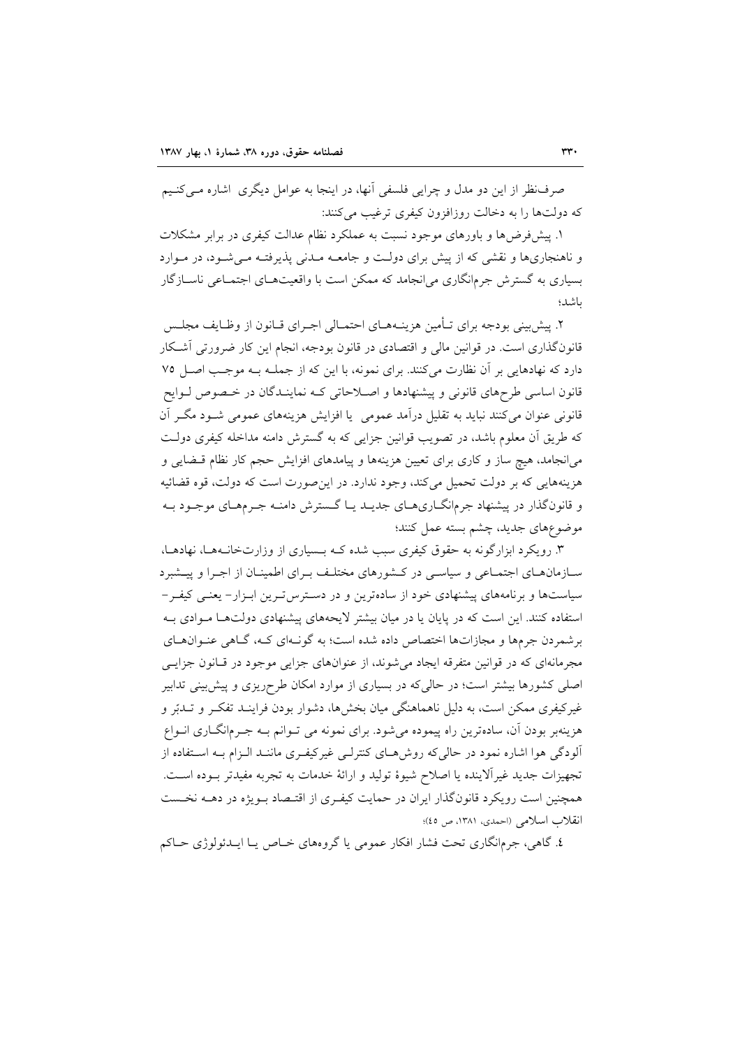صرف‌نظر از این دو مدل و چرایی فلسفی آنها، در اینجا به عوامل دیگری اشاره می‌کنیم که دولت‌ها را به دخالت روزافزون کیفری ترغیب می‌کنند:

۱. پیش‌فرض‌ها و باورهای موجود نسبت به عملکرد نظام عدالت کیفری در برابر مشکلات و ناهنجاری‌ها و نقشی که از پیش برای دولت و جامعه مدنی پذیرفته می‌شود، در موارد بسیاری به گسترش جرم‌انگاری می‌انجامد که ممکن است با واقعیت‌های اجتماعی ناسازگار باشد؛

۲. پیش‌بینی بودجه برای تأمین هزینه‌های احتمالی اجرای قانون از وظایف مجلس قانون‌گذاری است. در قوانین مالی و اقتصادی در قانون بودجه، انجام این کار ضرورتی آشکار دارد که نهادهایی بر آن نظارت می‌کنند. برای نمونه، با این که از جمله به موجب اصل ۷۵ قانون اساسی طرح‌های قانونی و پیشنهادها و اصلاحاتی که نمایندگان در خصوص لوایح قانونی عنوان می‌کنند نباید به تقلیل درآمد عمومی یا افزایش هزینه‌های عمومی شود مگر آن که طریق آن معلوم باشد، در تصویب قوانین جزایی که به گسترش دامنه مداخله کیفری دولت می‌انجامد، هیچ ساز و کاری برای تعیین هزینه‌ها و پیامدهای افزایش حجم کار نظام قضایی و هزینه‌هایی که بر دولت تحمیل می‌کند، وجود ندارد. در این‌صورت است که دولت، قوه قضائیه و قانون‌گذار در پیشنهاد جرم‌انگاری‌های جدید یا گسترش دامنه جرم‌های موجود به موضوع‌های جدید، چشم بسته عمل کنند؛

۳. رویکرد ابزارگونه به حقوق کیفری سبب شده که بسیاری از وزارت‌خانه‌ها، نهادها، سازمان‌های اجتماعی و سیاسی در کشورهای مختلف برای اطمینان از اجرا و پیشبرد سیاست‌ها و برنامه‌های پیشنهادی خود از ساده‌ترین و در دسترس‌ترین ابزار- یعنی کیفر- استفاده کنند. این است که در پایان یا در میان بیشتر لایحه‌های پیشنهادی دولت‌ها موادی به برشمردن جرم‌ها و مجازات‌ها اختصاص داده شده است؛ به گونه‌ای که، گاهی عنوان‌های مجرمانه‌ای که در قوانین متفرقه ایجاد می‌شوند، از عنوان‌های جزایی موجود در قانون جزایی اصلی کشورها بیشتر است؛ در حالی‌که در بسیاری از موارد امکان طرح‌ریزی و پیش‌بینی تدابیر غیرکیفری ممکن است، به دلیل ناهماهنگی میان بخش‌ها، دشوار بودن فرایند تفکر و تدبّر و هزینه‌بر بودن آن، ساده‌ترین راه پیموده می‌شود. برای نمونه می توانم به جرم‌انگاری انواع آلودگی هوا اشاره نمود در حالی‌که روش‌های کنترلی غیرکیفری مانند الزام به استفاده از تجهیزات جدید غیرآلاینده یا اصلاح شیوهٔ تولید و ارائهٔ خدمات به تجربه مفیدتر بوده است. همچنین است رویکرد قانون‌گذار ایران در حمایت کیفری از اقتصاد بویژه در دهه نخست انقلاب اسلامی (احمدی، ۱۳۸۱، ص ٤٥)؛

٤. گاهی، جرم‌انگاری تحت فشار افکار عمومی یا گروه‌های خاص یا ایدئولوژی حاکم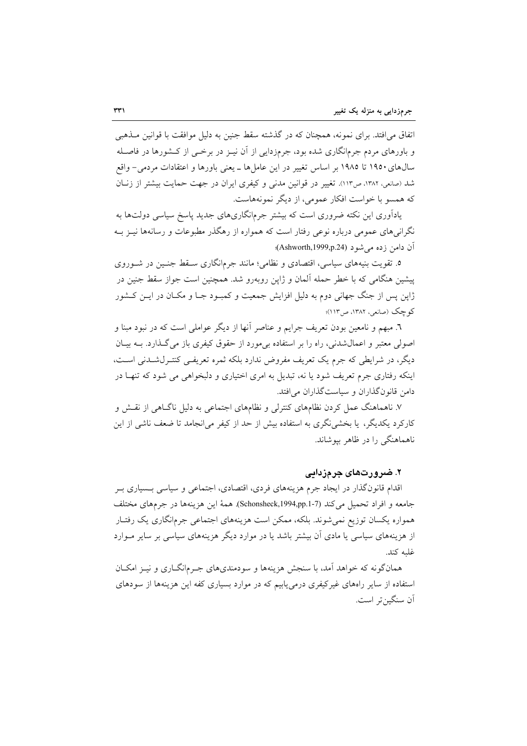اتفاق می‌افتد. برای نمونه، همچنان که در گذشته سقط جنین به دلیل موافقت با قوانین مـذهبی و باورهای مردم جرم‌انگاری شده بود، جرم‌زدایی از آن نیـز در برخـی از کـشورها در فاصـله سال‌های ۱۹۵۰ تا ۱۹۸۵ بر اساس تغییر در این عامل‌ها ـ یعنی باورها و اعتقادات مردمی– واقع شد (صانعی، ۱۳۸۲، ص۱۱۳). تغییر در قوانین مدنی و کیفری ایران در جهت حمایت بیشتر از زنـان که همسو با خواست افکار عمومی، از دیگر نمونه‌هاست.

یادآوری این نکته ضروری است که بیشتر جرم‌انگاری‌های جدید پاسخ سیاسی دولت‌ها به نگرانی‌های عمومی درباره نوعی رفتار است که همواره از رهگذر مطبوعات و رسانه‌ها نیـز بـه آن دامن زده می‌شود (Ashworth,1999,p.24)؛

۵. تقویت بنیه‌های سیاسی، اقتصادی و نظامی؛ مانند جرم‌انگاری سـقط جنـین در شـوروی پیشین هنگامی که با خطر حمله آلمان و ژاپن روبه‌رو شد. همچنین است جواز سقط جنین در ژاپن پس از جنگ جهانی دوم به دلیل افزایش جمعیت و کمبـود جـا و مکـان در ایـن کـشور کوچک (صانعی، ۱۳۸۲، ص۱۱۳)؛

٦. مبهم و نامعین بودن تعریف جرایم و عناصر آنها از دیگر عواملی است که در نبود مبنا و اصولی معتبر و اعمال‌شدنی، راه را بر استفاده بی‌مورد از حقوق کیفری باز می‌گـذارد. بـه بیـان دیگر، در شرایطی که جرم یک تعریف مفروض ندارد بلکه ثمره تعریفـی کنتـرل‌شـدنی اسـت، اینکه رفتاری جرم تعریف شود یا نه، تبدیل به امری اختیاری و دلبخواهی می شود که تنهـا در دامن قانون‌گذاران و سیاست‌گذاران می‌افتد.

۷. ناهماهنگ عمل کردن نظام‌های کنترلی و نظام‌های اجتماعی به دلیل ناگـاهی از نقـش و کارکرد یکدیگر، یا بخشی‌نگری به استفاده بیش از حد از کیفر می‌انجامد تا ضعف ناشی از این ناهماهنگی را در ظاهر بپوشاند.

## ۲. ضرورت‌های جرم‌زدایی

اقدام قانون‌گذار در ایجاد جرم هزینه‌های فردی، اقتصادی، اجتماعی و سیاسی بـسیاری بـر جامعه و افراد تحمیل می‌کند (Schonsheck,1994,pp.1-7). همهٔ این هزینه‌ها در جرم‌های مختلف همواره یکسان توزیع نمی‌شوند. بلکه، ممکن است هزینه‌های اجتماعی جرم‌انگاری یک رفتـار از هزینه‌های سیاسی یا مادی آن بیشتر باشد یا در موارد دیگر هزینه‌های سیاسی بر سایر مـوارد غلبه کند.

همان‌گونه که خواهد آمد، با سنجش هزینه‌ها و سودمندی‌های جـرم‌انگـاری و نیـز امکـان استفاده از سایر راه‌های غیرکیفری درمی‌یابیم که در موارد بسیاری کفه این هزینه‌ها از سودهای آن سنگین‌تر است.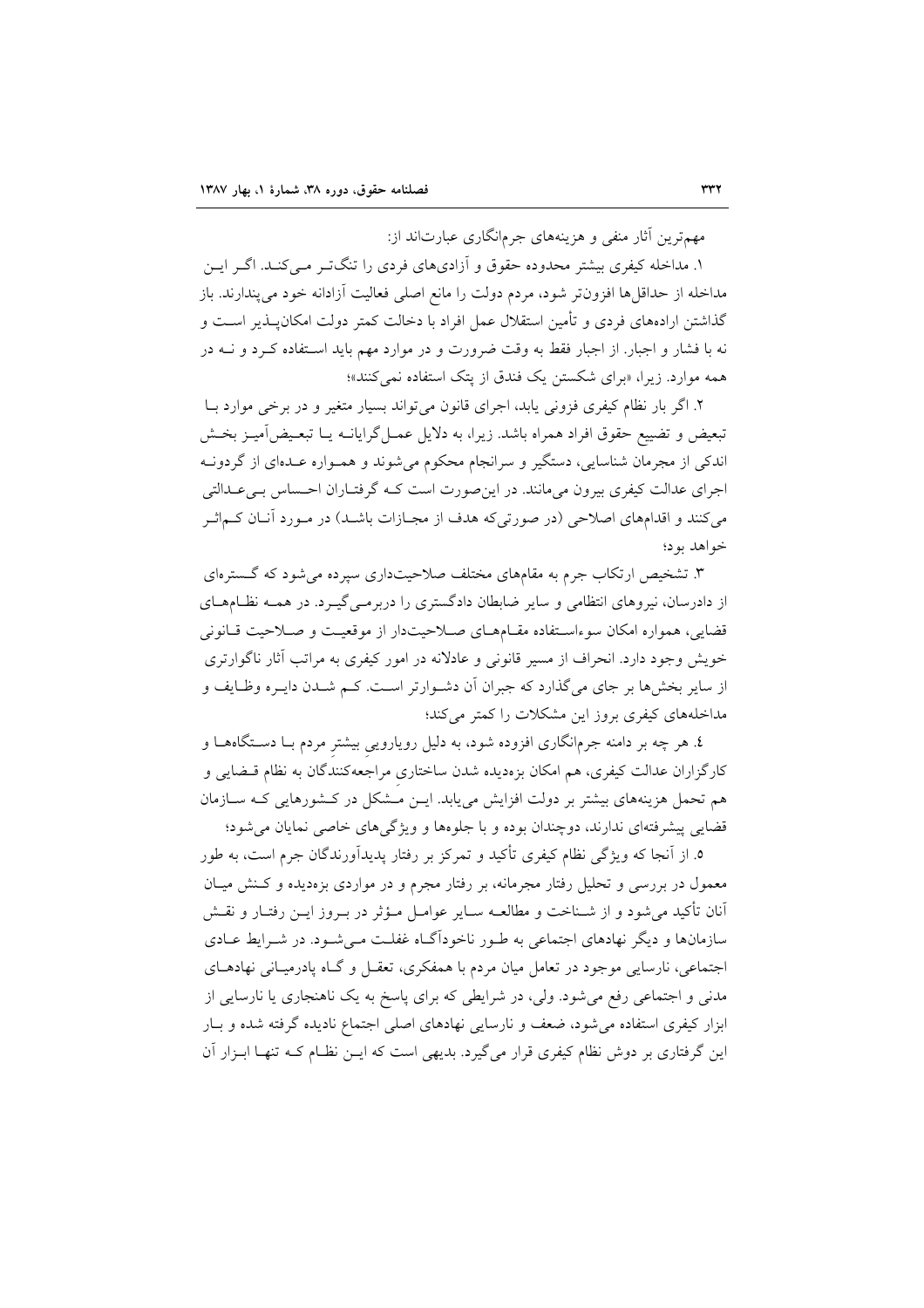مهم‌ترین آثار منفی و هزینه‌های جرم‌انگاری عبارت‌اند از:

۱. مداخله کیفری بیشتر محدوده حقوق و آزادی‌های فردی را تنگ‌تر می‌کند. اگر این مداخله از حداقل‌ها افزون‌تر شود، مردم دولت را مانع اصلی فعالیت آزادانه خود می‌پندارند. باز گذاشتن اراده‌های فردی و تأمین استقلال عمل افراد با دخالت کمتر دولت امکان‌پذیر است و نه با فشار و اجبار. از اجبار فقط به وقت ضرورت و در موارد مهم باید استفاده کرد و نه در همه موارد. زیرا، «برای شکستن یک فندق از پتک استفاده نمی‌کنند»؛

۲. اگر بار نظام کیفری فزونی یابد، اجرای قانون می‌تواند بسیار متغیر و در برخی موارد با تبعیض و تضییع حقوق افراد همراه باشد. زیرا، به دلایل عمل‌گرایانه یا تبعیض‌آمیز بخش اندکی از مجرمان شناسایی، دستگیر و سرانجام محکوم می‌شوند و همواره عده‌ای از گردونه اجرای عدالت کیفری بیرون می‌مانند. در این‌صورت است که گرفتاران احساس بی‌عدالتی می‌کنند و اقدام‌های اصلاحی (در صورتی‌که هدف از مجازات باشد) در مورد آنان کم‌اثر خواهد بود؛

۳. تشخیص ارتکاب جرم به مقام‌های مختلف صلاحیت‌داری سپرده می‌شود که گستره‌ای از دادرسان، نیروهای انتظامی و سایر ضابطان دادگستری را دربرمی‌گیرد. در همه نظام‌های قضایی، همواره امکان سوءاستفاده مقام‌های صلاحیت‌دار از موقعیت و صلاحیت قانونی خویش وجود دارد. انحراف از مسیر قانونی و عادلانه در امور کیفری به مراتب آثار ناگوارتری از سایر بخش‌ها بر جای می‌گذارد که جبران آن دشوارتر است. کم شدن دایره وظایف و مداخله‌های کیفری بروز این مشکلات را کمتر می‌کند؛

٤. هر چه بر دامنه جرم‌انگاری افزوده شود، به دلیل رویارویی بیشترِ مردم با دستگاه‌ها و کارگزاران عدالت کیفری، هم امکان بزه‌دیده شدن ساختاریِ مراجعه‌کنندگان به نظام قضایی و هم تحمل هزینه‌های بیشتر بر دولت افزایش می‌یابد. این مَشکل در کشورهایی که سازمان قضایی پیشرفته‌ای ندارند، دوچندان بوده و با جلوه‌ها و ویژگی‌های خاصی نمایان می‌شود؛

٥. از آنجا که ویژگی نظام کیفری تأکید و تمرکز بر رفتار پدیدآورندگان جرم است، به طور معمول در بررسی و تحلیل رفتار مجرمانه، بر رفتار مجرم و در مواردی بزه‌دیده و کنش میان آنان تأکید می‌شود و از شناخت و مطالعه سایر عوامل مؤثر در بروز این رفتار و نقش سازمان‌ها و دیگر نهادهای اجتماعی به طور ناخودآگاه غفلت می‌شود. در شرایط عادی اجتماعی، نارسایی موجود در تعامل میان مردم با همفکری، تعقل و گاه پادرمیانی نهادهای مدنی و اجتماعی رفع می‌شود. ولی، در شرایطی که برای پاسخ به یک ناهنجاری یا نارسایی از ابزار کیفری استفاده می‌شود، ضعف و نارسایی نهادهای اصلی اجتماع نادیده گرفته شده و بار این گرفتاری بر دوش نظام کیفری قرار می‌گیرد. بدیهی است که این نظام که تنها ابزار آن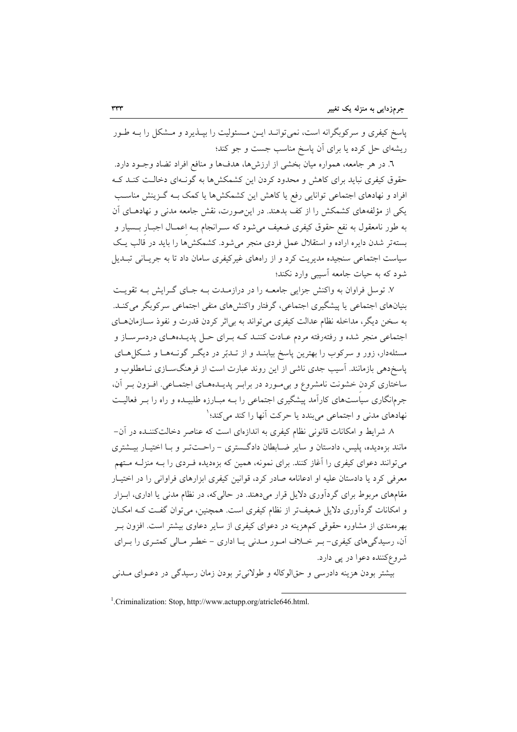پاسخ کیفری و سرکوبگرانه است، نمی‌تواند این مسئولیت را بپذیرد و مشکل را به طور ریشه‌ای حل کرده یا برای آن پاسخ مناسب جست و جو کند؛

٦. در هر جامعه، همواره میان بخشی از ارزش‌ها، هدف‌ها و منافع افراد تضاد وجود دارد. حقوق کیفری نباید برای کاهش و محدود کردن این کشمکش‌ها به گونه‌ای دخالت کند که افراد و نهادهای اجتماعی توانایی رفع یا کاهش این کشمکش‌ها یا کمک به گزینش مناسب یکی از مؤلفه‌های کشمکش را از کف بدهند. در این‌صورت، نقش جامعه مدنی و نهادهای آن به طور نامعقول به نفع حقوق کیفری ضعیف می‌شود که سرانجام به اعمال اجبار بسیار و بسته‌تر شدن دایره اراده و استقلال عمل فردی منجر می‌شود. کشمکش‌ها را باید در قالب یک سیاست اجتماعی سنجیده مدیریت کرد و از راه‌های غیرکیفری سامان داد تا به جریانی تبدیل شود که به حیات جامعه آسیبی وارد نکند؛

٧. توسل فراوان به واکنش جزایی جامعه را در درازمدت به جای گرایش به تقویت بنیان‌های اجتماعی یا پیشگیری اجتماعی، گرفتار واکنش‌های منفی اجتماعی سرکوبگر می‌کند. به سخن دیگر، مداخله نظام عدالت کیفری می‌تواند به بی‌اثر کردن قدرت و نفوذ سازمان‌های اجتماعی منجر شده و رفته‌رفته مردم عادت کنند که برای حل پدیده‌های دردسرساز و مسئله‌دار، زور و سرکوب را بهترین پاسخ بیابند و از تدبّر در دیگر گونه‌ها و شکل‌های پاسخ‌دهی بازمانند. آسیب جدی ناشی از این روند عبارت است از فرهنگ‌سازی نامطلوب و ساختاری کردن خشونت نامشروع و بی‌مورد در برابر پدیده‌های اجتماعی. افزون بر آن، جرم‌انگاری سیاست‌های کارآمد پیشگیری اجتماعی را به مبارزه طلبیده و راه را بر فعالیت نهادهای مدنی و اجتماعی می‌بندد یا حرکت آنها را کند می‌کند؛[1]

٨. شرایط و امکانات قانونی نظام کیفری به اندازه‌ای است که عناصر دخالت‌کننده در آن- مانند بزه‌دیده، پلیس، دادستان و سایر ضابطان دادگستری - راحت‌تر و با اختیار بیشتری می‌توانند دعوای کیفری را آغاز کنند. برای نمونه، همین که بزه‌دیده فردی را به منزله متهم معرفی کرد یا دادستان علیه او ادعانامه صادر کرد، قوانین کیفری ابزارهای فراوانی را در اختیار مقام‌های مربوط برای گردآوری دلایل قرار می‌دهند. در حالی‌که، در نظام مدنی یا اداری، ابزار و امکانات گردآوری دلایل ضعیف‌تر از نظام کیفری است. همچنین، می‌توان گفت که امکان بهره‌مندی از مشاوره حقوقی کم‌هزینه در دعوای کیفری از سایر دعاوی بیشتر است. افزون بر آن، رسیدگی‌های کیفری- بر خلاف امور مدنی یا اداری - خطر مالی کمتری را برای شروع‌کننده دعوا در پی دارد.

بیشتر بودن هزینه دادرسی و حق‌الوکاله و طولانی‌تر بودن زمان رسیدگی در دعوای مدنی

---

[1] Criminalization: Stop, http://www.actupp.org/atricle646.html.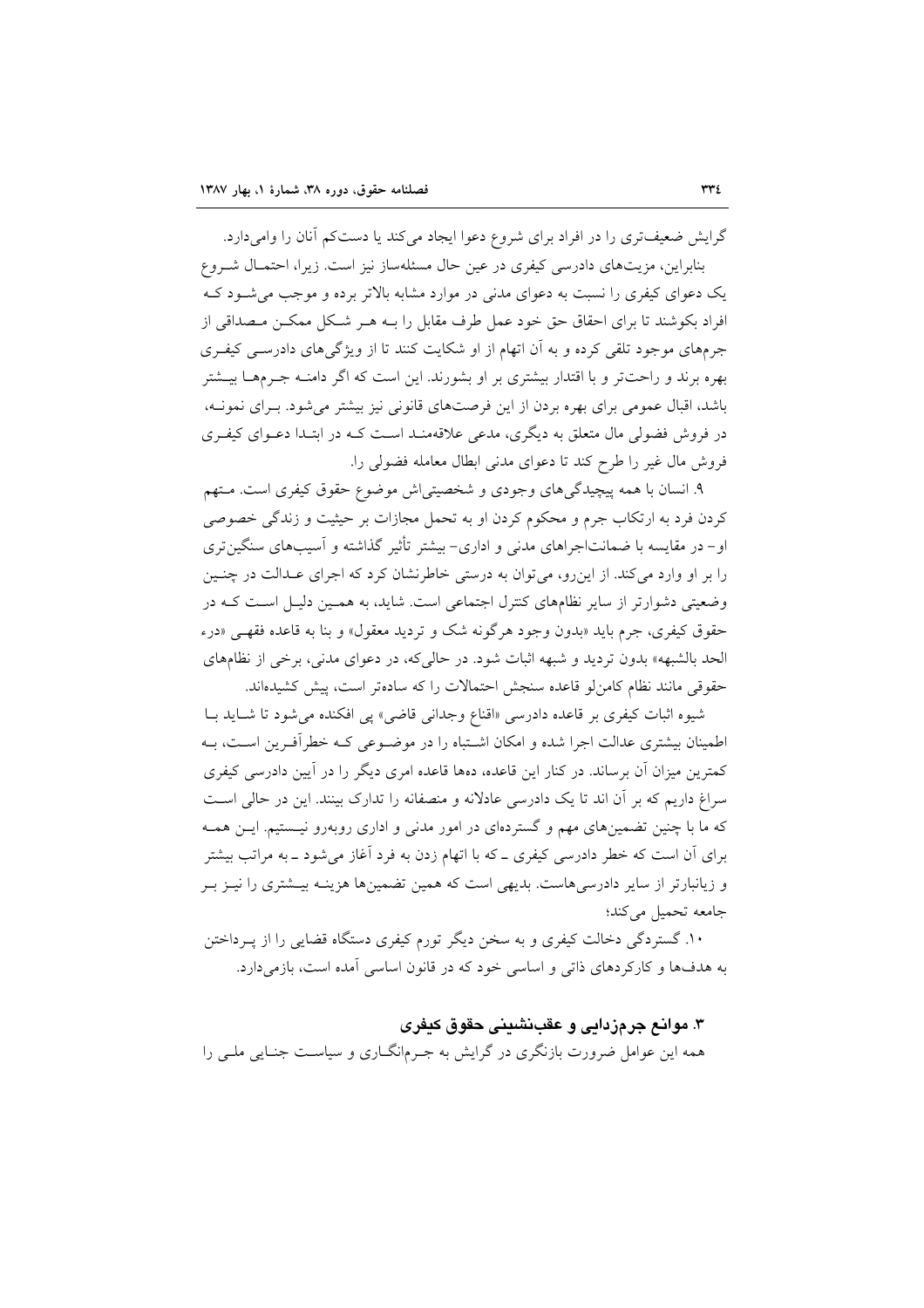گرایش ضعیف‌تری را در افراد برای شروع دعوا ایجاد می‌کند یا دست‌کم آنان را وامی‌دارد.

بنابراین، مزیت‌های دادرسی کیفری در عین حال مسئله‌ساز نیز است. زیرا، احتمال شروع یک دعوای کیفری را نسبت به دعوای مدنی در موارد مشابه بالاتر برده و موجب می‌شود که افراد بکوشند تا برای احقاق حق خود عمل طرف مقابل را به هر شکل ممکن مصداقی از جرم‌های موجود تلقی کرده و به آن اتهام از او شکایت کنند تا از ویژگی‌های دادرسی کیفری بهره برند و راحت‌تر و با اقتدار بیشتری بر او بشورند. این است که اگر دامنه جرم‌ها بیشتر باشد، اقبال عمومی برای بهره بردن از این فرصت‌های قانونی نیز بیشتر می‌شود. برای نمونه، در فروش فضولی مال متعلق به دیگری، مدعی علاقه‌مند است که در ابتدا دعوای کیفری فروش مال غیر را طرح کند تا دعوای مدنی ابطال معامله فضولی را.

۹. انسان با همه پیچیدگی‌های وجودی و شخصیتی‌اش موضوع حقوق کیفری است. متهم کردن فرد به ارتکاب جرم و محکوم کردن او به تحمل مجازات بر حیثیت و زندگی خصوصی او– در مقایسه با ضمانت‌اجراهای مدنی و اداری– بیشتر تأثیر گذاشته و آسیب‌های سنگین‌تری را بر او وارد می‌کند. از این‌رو، می‌توان به درستی خاطرنشان کرد که اجرای عدالت در چنین وضعیتی دشوارتر از سایر نظام‌های کنترل اجتماعی است. شاید، به همین دلیل است که در حقوق کیفری، جرم باید «بدون وجود هرگونه شک و تردید معقول» و بنا به قاعده فقهی «درء الحد بالشبهه» بدون تردید و شبهه اثبات شود. در حالی‌که، در دعوای مدنی، برخی از نظام‌های حقوقی مانند نظام کامن‌لو قاعده سنجش احتمالات را که ساده‌تر است، پیش کشیده‌اند.

شیوه اثبات کیفری بر قاعده دادرسی «اقناع وجدانی قاضی» پی افکنده می‌شود تا شاید با اطمینان بیشتری عدالت اجرا شده و امکان اشتباه را در موضوعی که خطرآفرین است، به کمترین میزان آن برساند. در کنار این قاعده، ده‌ها قاعده امری دیگر را در آیین دادرسی کیفری سراغ داریم که بر آن اند تا یک دادرسی عادلانه و منصفانه را تدارک بینند. این در حالی است که ما با چنین تضمین‌های مهم و گسترده‌ای در امور مدنی و اداری روبه‌رو نیستیم. این همه برای آن است که خطر دادرسی کیفری ـ که با اتهام زدن به فرد آغاز می‌شود ـ به مراتب بیشتر و زیانبارتر از سایر دادرسی‌هاست. بدیهی است که همین تضمین‌ها هزینه بیشتری را نیز بر جامعه تحمیل می‌کند؛

۱۰. گستردگی دخالت کیفری و به سخن دیگر تورم کیفری دستگاه قضایی را از پرداختن به هدف‌ها و کارکردهای ذاتی و اساسی خود که در قانون اساسی آمده است، بازمی‌دارد.

### ۳. موانع جرم‌زدایی و عقب‌نشینی حقوق کیفری

همه این عوامل ضرورت بازنگری در گرایش به جرم‌انگاری و سیاست جنایی ملی را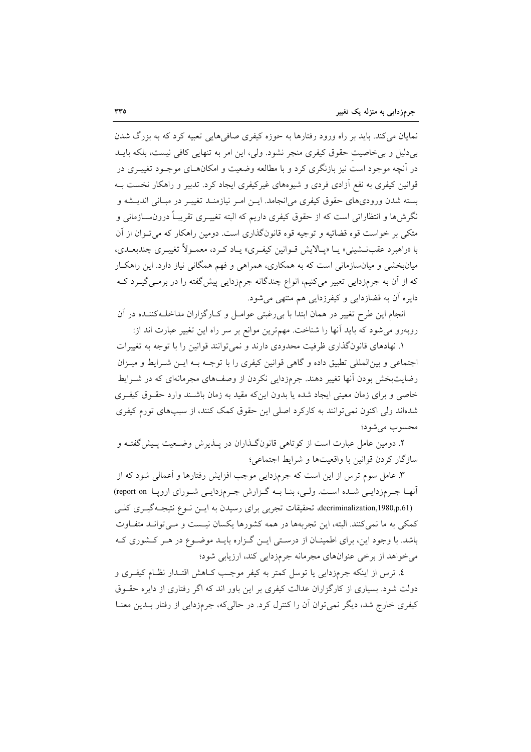نمایان می‌کند. باید بر راه ورود رفتارها به حوزه کیفری صافی‌هایی تعبیه کرد که به بزرگ شدن بی‌دلیل و بی‌خاصیتِ حقوق کیفری منجر نشود. ولی، این امر به تنهایی کافی نیست، بلکه باید در آنچه موجود استَ نیز بازنگری کرد و با مطالعه وضعیت و امکان‌های موجود تغییری در قوانین کیفری به نفع آزادی فردی و شیوه‌های غیرکیفری ایجاد کرد. تدبیر و راهکار نخست بسته شدن ورودی‌های حقوق کیفری می‌انجامد. این امر نیازمند تغییر در مبانی اندیشه و نگرش‌ها و انتظاراتی است که از حقوق کیفری داریم که البته تغییری تقریباً درون‌سازمانی و متکی بر خواست قوه قضائیه و توجیه قوه قانون‌گذاری است. دومین راهکار که می‌توان از آن با «راهبرد عقب‌نشینی» یا «پالایش قوانین کیفری» یاد کرد، معمولاً تغییری چندبعدی، میان‌بخشی و میان‌سازمانی است که به همکاری، همراهی و فهم همگانی نیاز دارد. این راهکار که از آن به جرم‌زدایی تعبیر می‌کنیم، انواع چندگانه جرم‌زدایی پیش‌گفته را در برمی‌گیرد که دایره آن به قضازدایی و کیفرزدایی هم منتهی می‌شود.

انجام این طرح تغییر در همان ابتدا با بی‌رغبتی عوامل و کارگزاران مداخله‌کننده در آن روبه‌رو می‌شود که باید آنها را شناخت. مهم‌ترین موانع بر سر راه این تغییر عبارت اند از:

۱. نهادهای قانون‌گذاری ظرفیت محدودی دارند و نمی‌توانند قوانین را با توجه به تغییرات اجتماعی و بین‌المللی تطبیق داده و گاهی قوانین کیفری را با توجه به این شرایط و میزان رضایت‌بخش بودن آنها تغییر دهند. جرم‌زدایی نکردن از وصف‌های مجرمانه‌ای که در شرایط خاصی و برای زمان معینی ایجاد شده یا بدون این‌که مقید به زمان باشند وارد حقوق کیفری شده‌اند ولی اکنون نمی‌توانند به کارکرد اصلی این حقوق کمک کنند، از سبب‌های تورم کیفری محسوب می‌شود؛

۲. دومین عامل عبارت است از کوتاهی قانون‌گذاران در پذیرش وضعیت پیش‌گفته و سازگار کردن قوانین با واقعیت‌ها و شرایط اجتماعی؛

۳. عامل سوم ترس از این است که جرم‌زدایی موجب افزایش رفتارها و اَعمالی شود که از آنها جرم‌زدایی شده است. ولی، بنا به گزارش جرم‌زدایی شورای اروپا (report on decriminalization,1980,p.61)، تحقیقات تجربی برای رسیدن به این نوع نتیجه‌گیری کلی کمکی به ما نمی‌کنند. البته، این تجربه‌ها در همه کشورها یکسان نیست و می‌توانند متفاوت باشد. با وجود این، برای اطمینان از درستی این گزاره باید موضوع در هر کشوری که می‌خواهد از برخی عنوان‌های مجرمانه جرم‌زدایی کند، ارزیابی شود؛

۴. ترس از اینکه جرم‌زدایی یا توسل کمتر به کیفر موجب کاهش اقتدار نظام کیفری و دولت شود. بسیاری از کارگزاران عدالت کیفری بر این باور اند که اگر رفتاری از دایره حقوق کیفری خارج شد، دیگر نمی‌توان آن را کنترل کرد. در حالی‌که، جرم‌زدایی از رفتار بدین معنا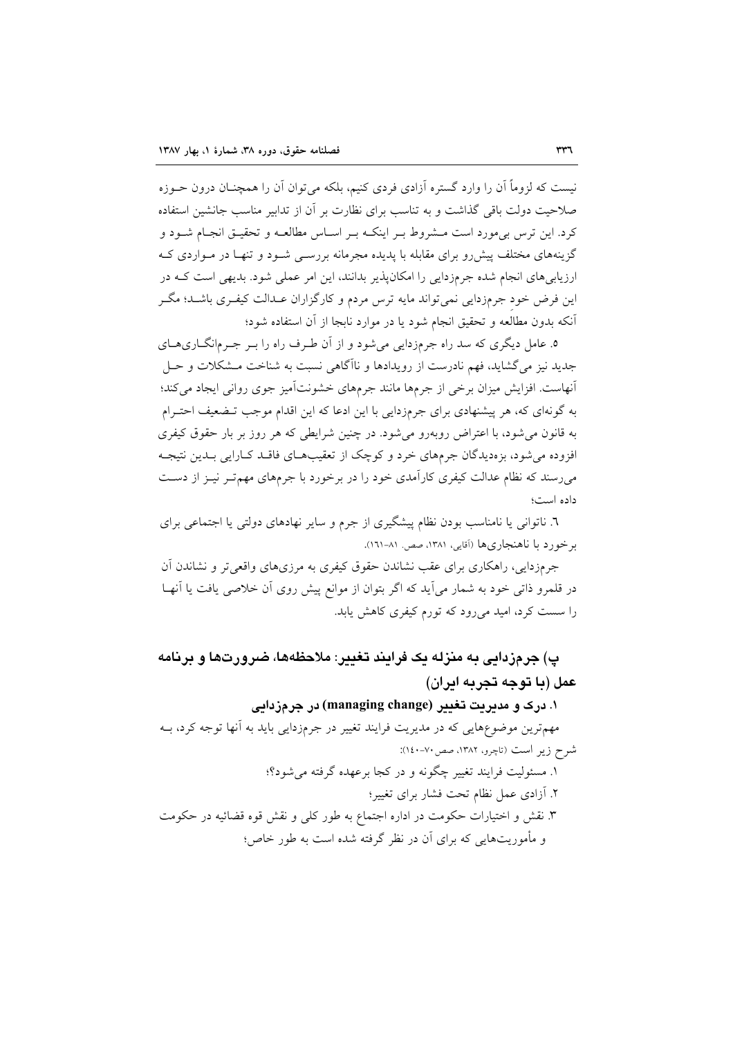نیست که لزوماً آن را وارد گستره آزادی فردی کنیم، بلکه می‌توان آن را همچنان درون حوزه صلاحیت دولت باقی گذاشت و به تناسب برای نظارت بر آن از تدابیر مناسب جانشین استفاده کرد. این ترس بی‌مورد است مشروط بر اینکه بر اساس مطالعه و تحقیق انجام شود و گزینه‌های مختلف پیش‌رو برای مقابله با پدیده مجرمانه بررسی شود و تنها در مواردی که ارزیابی‌های انجام شده جرم‌زدایی را امکان‌پذیر بدانند، این امر عملی شود. بدیهی است که در این فرض خودِ جرم‌زدایی نمی‌تواند مایه ترس مردم و کارگزاران عدالت کیفری باشد؛ مگر آنکه بدون مطالعه و تحقیق انجام شود یا در موارد نابجا از آن استفاده شود؛

۵. عامل دیگری که سد راه جرم‌زدایی می‌شود و از آن طرف راه را بر جرم‌انگاری‌های جدید نیز می‌گشاید، فهم نادرست از رویدادها و ناآگاهی نسبت به شناخت مشکلات و حل آنهاست. افزایش میزان برخی از جرمها مانند جرمهای خشونت‌آمیز جوی روانی ایجاد می‌کند؛ به گونه‌ای که، هر پیشنهادی برای جرم‌زدایی با این ادعا که این اقدام موجب تضعیف احترام به قانون می‌شود، با اعتراض روبه‌رو می‌شود. در چنین شرایطی که هر روز بر بار حقوق کیفری افزوده می‌شود، بزه‌دیدگان جرمهای خرد و کوچک از تعقیب‌های فاقد کارایی بدین نتیجه می‌رسند که نظام عدالت کیفری کارآمدی خود را در برخورد با جرمهای مهم‌تر نیز از دست داده است؛

۶. ناتوانی یا نامناسب بودن نظام پیشگیری از جرم و سایر نهادهای دولتی یا اجتماعی برای برخورد با ناهنجاری‌ها (آقایی، ۱۳۸۱، صص. ۸۱-۱۶۱).

جرم‌زدایی، راهکاری برای عقب نشاندن حقوق کیفری به مرزهای واقعی‌تر و نشاندن آن در قلمرو ذاتی خود به شمار می‌آید که اگر بتوان از موانع پیش روی آن خلاصی یافت یا آنها را سست کرد، امید می‌رود که تورم کیفری کاهش یابد.

## پ) جرم‌زدایی به منزله یک فرایند تغییر: ملاحظه‌ها، ضرورت‌ها و برنامه عمل (با توجه تجربه ایران)

### ۱. درک و مدیریت تغییر (managing change) در جرم‌زدایی

مهم‌ترین موضوع‌هایی که در مدیریت فرایند تغییر در جرم‌زدایی باید به آنها توجه کرد، به شرح زیر است (تاجرو، ۱۳۸۲، صص۷۰-۱۴۰):

۱. مسئولیت فرایند تغییر چگونه و در کجا برعهده گرفته می‌شود؟؛

۲. آزادی عمل نظام تحت فشار برای تغییر؛

۳. نقش و اختیارات حکومت در اداره اجتماع به طور کلی و نقش قوه قضائیه در حکومت و مأموریت‌هایی که برای آن در نظر گرفته شده است به طور خاص؛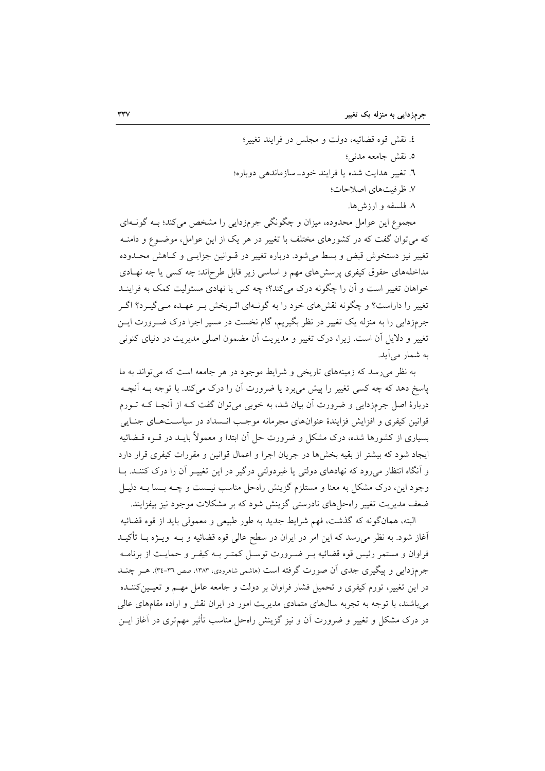٤. نقش قوه قضائیه، دولت و مجلس در فرایند تغییر؛

٥. نقش جامعه مدنی؛

٦. تغییر هدایت شده یا فرایند خودـ سازماندهی دوباره؛

٧. ظرفیت‌های اصلاحات؛

٨. فلسفه و ارزش‌ها.

مجموع این عوامل محدوده، میزان و چگونگی جرم‌زدایی را مشخص می‌کند؛ بـه گونـه‌ای که می‌توان گفت که در کشورهای مختلف با تغییر در هر یک از این عوامل، موضـوع و دامنـه تغییر نیز دستخوش قبض و بسط می‌شود. درباره تغییر در قـوانین جزایـی و کـاهش محـدوده مداخله‌های حقوق کیفری پرسش‌های مهم و اساسی زیر قابل طرح‌اند: چه کسی یا چه نهـادی خواهان تغییر است و آن را چگونه درک می‌کند؟؛ چه کس یا نهادی مسئولیت کمک به فراینـد تغییر را داراست؟ و چگونه نقش‌های خود را به گونـه‌ای اثـربخش بـر عهـده مـی‌گیـرد؟ اگـر جرم‌زدایی را به منزله یک تغییر در نظر بگیریم، گام نخست در مسیر اجرا درک ضـرورت ایـن تغییر و دلایل آن است. زیرا، درک تغییر و مدیریت آن مضمون اصلی مدیریت در دنیای کنونی به شمار می‌آید.

به نظر می‌رسد که زمینه‌های تاریخی و شرایط موجود در هر جامعه است که می‌تواند به ما پاسخ دهد که چه کسی تغییر را پیش می‌برد یا ضرورت آن را درک می‌کند. با توجه بـه آنچـه دربارهٔ اصل جرم‌زدایی و ضرورت آن بیان شد، به خوبی می‌توان گفت کـه از آنجـا کـه تـورم قوانین کیفری و افزایش فزایندهٔ عنوان‌های مجرمانه موجـب انـسداد در سیاسـت‌هـای جنـایی بسیاری از کشورها شده، درک مشکل و ضرورت حل آن ابتدا و معمولاً بایـد در قـوه قـضائیه ایجاد شود که بیشتر از بقیه بخش‌ها در جریان اجرا و اعمال قوانین و مقررات کیفری قرار دارد و آنگاه انتظار می‌رود که نهادهای دولتی یا غیردولتیِ درگیر در این تغییـر آن را درک کننـد. بـا وجود این، درک مشکل به معنا و مستلزم گزینش راه‌حل مناسب نیـست و چـه بـسا بـه دلیـل ضعف مدیریت تغییر راه‌حل‌های نادرستی گزینش شود که بر مشکلات موجود نیز بیفزایند.

البته، همان‌گونه که گذشت، فهم شرایط جدید به طور طبیعی و معمولی باید از قوه قضائیه آغاز شود. به نظر می‌رسد که این امر در ایران در سطح عالی قوه قضائیه و بـه ویـژه بـا تأکیـد فراوان و مستمر رئیس قوه قضائیه بـر ضـرورت توسـل کمتـر بـه کیفـر و حمایـت از برنامـه جرم‌زدایی و پیگیری جدی آن صورت گرفته است (هاشمی شاهرودی، ۱۳۸۳، صص ۳٦-۳٤). هـر چنـد در این تغییر، تورم کیفری و تحمیل فشار فراوان بر دولت و جامعه عامل مهـم و تعیـین‌کننـده می‌باشند، با توجه به تجربه سال‌های متمادی مدیریت امور در ایران نقش و اراده مقام‌های عالی در درک مشکل و تغییر و ضرورت آن و نیز گزینش راه‌حل مناسب تأثیر مهم‌تری در آغاز ایـن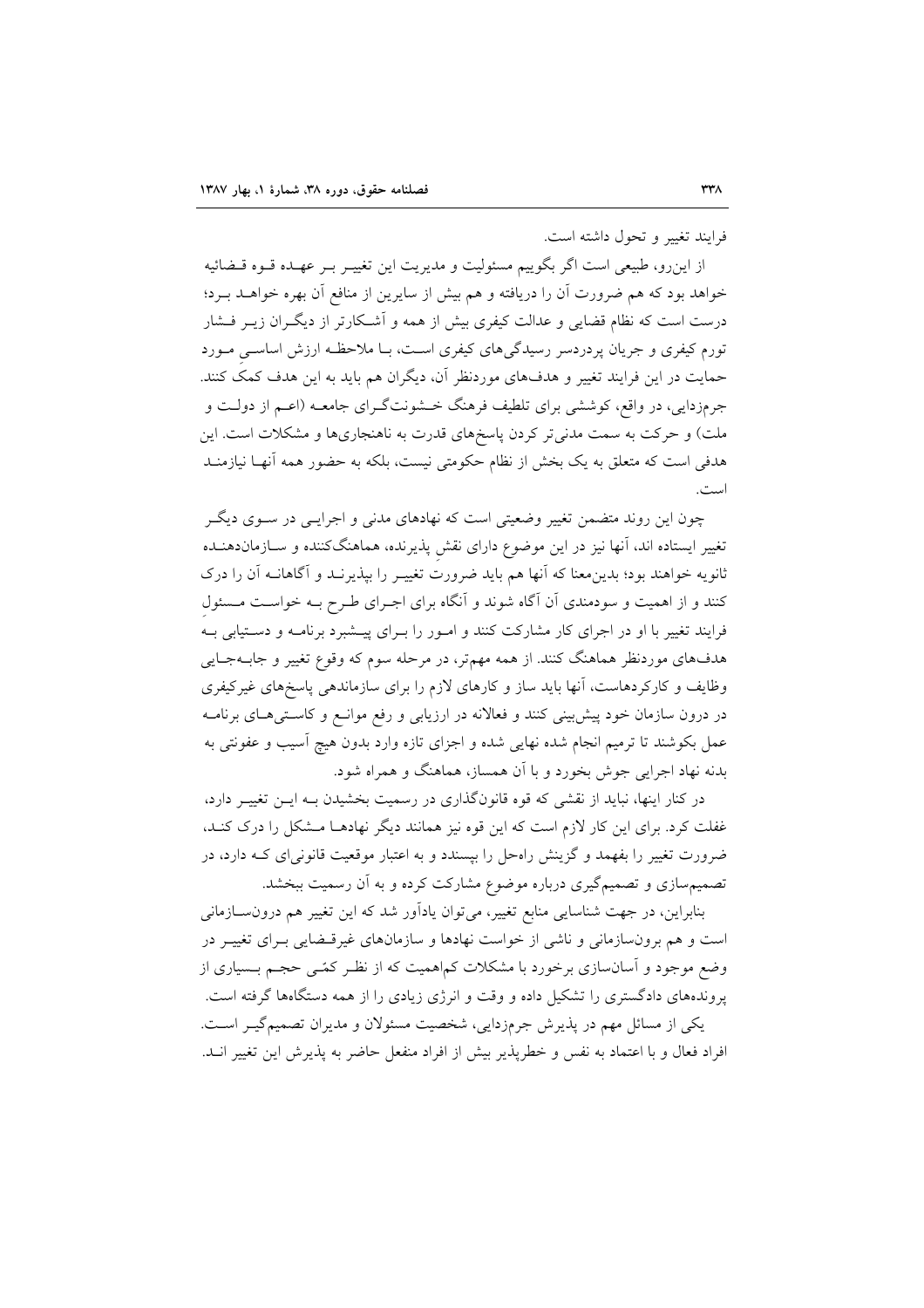فرایند تغییر و تحول داشته است.

از این‌رو، طبیعی است اگر بگوییم مسئولیت و مدیریت این تغییر بر عهده قوه قضائیه خواهد بود که هم ضرورت آن را دریافته و هم بیش از سایرین از منافع آن بهره خواهد برد؛ درست است که نظام قضایی و عدالت کیفری بیش از همه و آشکارتر از دیگران زیر فشار تورم کیفری و جریان پردردسر رسیدگی‌های کیفری است، با ملاحظه ارزش اساسیِ مورد حمایت در این فرایند تغییر و هدف‌های موردنظر آن، دیگران هم باید به این هدف کمک کنند. جرم‌زدایی، در واقع، کوششی برای تلطیف فرهنگ خشونت‌گرای جامعه (اعم از دولت و ملت) و حرکت به سمت مدنی‌تر کردن پاسخ‌های قدرت به ناهنجاری‌ها و مشکلات است. این هدفی است که متعلق به یک بخش از نظام حکومتی نیست، بلکه به حضور همه آنها نیازمند است.

چون این روند متضمن تغییر وضعیتی است که نهادهای مدنی و اجرایی در سوی دیگر تغییر ایستاده اند، آنها نیز در این موضوع دارای نقش پذیرنده، هماهنگ‌کننده و سازمان‌دهنده ثانویه خواهند بود؛ بدین‌معنا که آنها هم باید ضرورت تغییر را بپذیرند و آگاهانه آن را درک کنند و از اهمیت و سودمندی آن آگاه شوند و آنگاه برای اجرای طرح به خواست مسئولِ فرایند تغییر با او در اجرای کار مشارکت کنند و امور را برای پیشبرد برنامه و دستیابی به هدف‌های موردنظر هماهنگ کنند. از همه مهم‌تر، در مرحله سوم که وقوع تغییر و جابه‌جایی وظایف و کارکردهاست، آنها باید ساز و کارهای لازم را برای سازماندهی پاسخ‌های غیرکیفری در درون سازمان خود پیش‌بینی کنند و فعالانه در ارزیابی و رفع موانع و کاستی‌های برنامه عمل بکوشند تا ترمیم انجام شده نهایی شده و اجزای تازه وارد بدون هیچ آسیب و عفونتی به بدنه نهاد اجرایی جوش بخورد و با آن همساز، هماهنگ و همراه شود.

در کنار اینها، نباید از نقشی که قوه قانون‌گذاری در رسمیت بخشیدن به این تغییر دارد، غفلت کرد. برای این کار لازم است که این قوه نیز همانند دیگر نهادها مشکل را درک کند، ضرورت تغییر را بفهمد و گزینش راه‌حل را بپسندد و به اعتبار موقعیت قانونی‌ای که دارد، در تصمیم‌سازی و تصمیم‌گیری درباره موضوع مشارکت کرده و به آن رسمیت ببخشد.

بنابراین، در جهت شناسایی منابع تغییر، می‌توان یادآور شد که این تغییر هم درون‌سازمانی است و هم برون‌سازمانی و ناشی از خواست نهادها و سازمان‌های غیرقضایی برای تغییر در وضع موجود و آسان‌سازی برخورد با مشکلات کم‌اهمیت که از نظر کمّی حجم بسیاری از پرونده‌های دادگستری را تشکیل داده و وقت و انرژی زیادی را از همه دستگاه‌ها گرفته است.

یکی از مسائل مهم در پذیرش جرم‌زدایی، شخصیت مسئولان و مدیران تصمیم‌گیر است. افراد فعال و با اعتماد به نفس و خطرپذیر بیش از افراد منفعل حاضر به پذیرش این تغییر اند.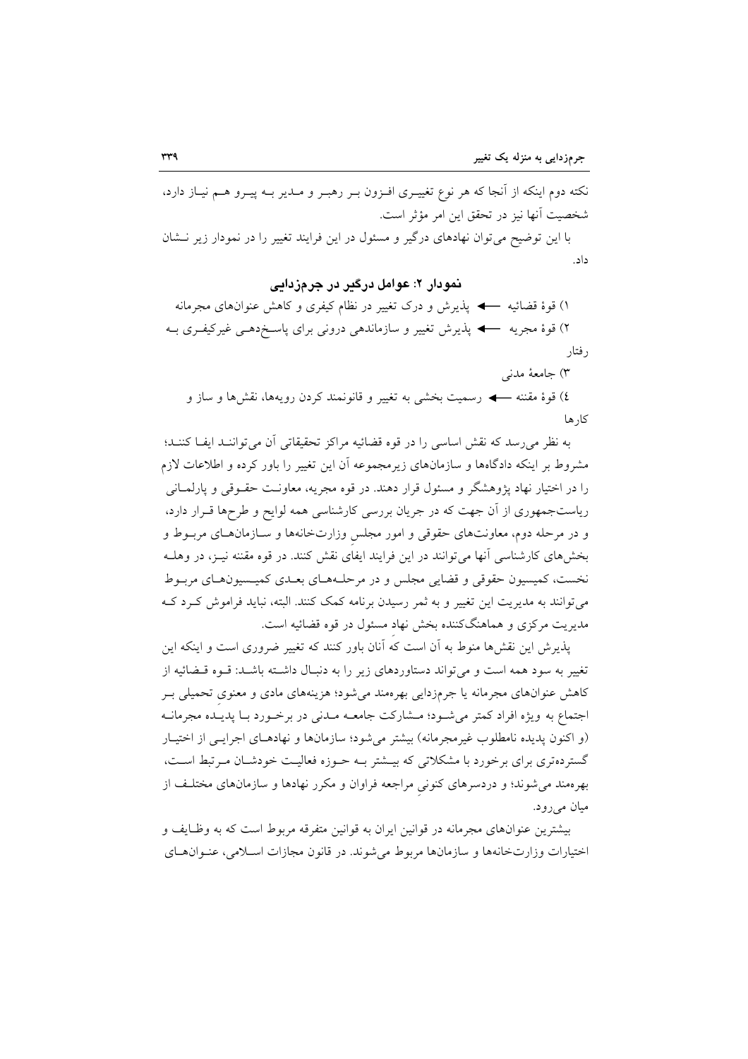نکته دوم اینکه از آنجا که هر نوع تغییری افزون بر رهبر و مدیر به پیرو هم نیاز دارد، شخصیت آنها نیز در تحقق این امر مؤثر است.

با این توضیح می‌توان نهادهای درگیر و مسئول در این فرایند تغییر را در نمودار زیر نشان داد.

### نمودار ۲: عوامل درگیر در جرم‌زدایی

۱) قوهٔ قضائیه ← پذیرش و درک تغییر در نظام کیفری و کاهش عنوان‌های مجرمانه

۲) قوهٔ مجریه ← پذیرش تغییر و سازماندهی درونی برای پاسخ‌دهی غیرکیفری به رفتار

۳) جامعهٔ مدنی

٤) قوهٔ مقننه ← رسمیت بخشی به تغییر و قانونمند کردن رویه‌ها، نقش‌ها و ساز و کارها

به نظر می‌رسد که نقش اساسی را در قوه قضائیه مراکز تحقیقاتی آن می‌توانند ایفا کنند؛ مشروط بر اینکه دادگاه‌ها و سازمان‌های زیرمجموعه آن این تغییر را باور کرده و اطلاعات لازم را در اختیار نهاد پژوهشگر و مسئول قرار دهند. در قوه مجریه، معاونت حقوقی و پارلمانی ریاست‌جمهوری از آن جهت که در جریان بررسی کارشناسی همه لوایح و طرح‌ها قرار دارد، و در مرحله دوم، معاونت‌های حقوقی و امور مجلسِ وزارت‌خانه‌ها و سازمان‌های مربوط و بخش‌های کارشناسی آنها می‌توانند در این فرایند ایفای نقش کنند. در قوه مقننه نیز، در وهله نخست، کمیسیون حقوقی و قضایی مجلس و در مرحله‌های بعدی کمیسیون‌های مربوط می‌توانند به مدیریت این تغییر و به ثمر رسیدن برنامه کمک کنند. البته، نباید فراموش کرد که مدیریت مرکزی و هماهنگ‌کننده بخش نهادِ مسئول در قوه قضائیه است.

پذیرش این نقش‌ها منوط به آن است که آنان باور کنند که تغییر ضروری است و اینکه این تغییر به سود همه است و می‌تواند دستاوردهای زیر را به دنبال داشته باشد: قوه قضائیه از کاهش عنوان‌های مجرمانه یا جرم‌زدایی بهره‌مند می‌شود؛ هزینه‌های مادی و معنویِ تحمیلی بر اجتماع به ویژه افراد کمتر می‌شود؛ مشارکت جامعه مدنی در برخورد با پدیده مجرمانه (و اکنون پدیده نامطلوب غیرمجرمانه) بیشتر می‌شود؛ سازمان‌ها و نهادهای اجرایی از اختیار گسترده‌تری برای برخورد با مشکلاتی که بیشتر به حوزه فعالیت خودشان مرتبط است، بهره‌مند می‌شوند؛ و دردسرهای کنونیِ مراجعه فراوان و مکرر نهادها و سازمان‌های مختلف از میان می‌رود.

بیشترین عنوان‌های مجرمانه در قوانین ایران به قوانین متفرقه مربوط است که به وظایف و اختیارات وزارت‌خانه‌ها و سازمان‌ها مربوط می‌شوند. در قانون مجازات اسلامی، عنوان‌های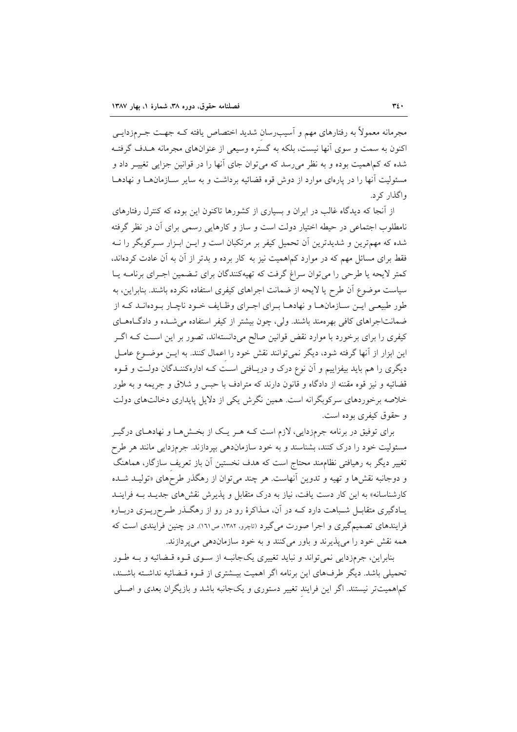مجرمانه معمولاً به رفتارهای مهم و آسیب‌رسانِ شدید اختصاص یافته کـه جهـت جـرم‌زدایـی اکنون به سمت و سوی آنها نیست، بلکه به گسترهٔ وسیعی از عنوان‌های مجرمانه هـدف گرفتـه شده که کم‌اهمیت بوده و به نظر می‌رسد که می‌توان جای آنها را در قوانین جزایی تغییـر داد و مسئولیت آنها را در پاره‌ای موارد از دوش قوه قضائیه برداشت و به سایر سـازمان‌هـا و نهادهـا واگذار کرد.

از آنجا که دیدگاه غالب در ایران و بسیاری از کشورها تاکنون این بوده که کنترل رفتارهای نامطلوب اجتماعی در حیطه اختیار دولت است و ساز و کارهایی رسمی برای آن در نظر گرفته شده که مهم‌ترین و شدیدترین آن تحمیل کیفر بر مرتکبان است و ایـن ابـزار سـرکوبگر را نـه فقط برای مسائل مهم که در موارد کم‌اهمیت نیز به کار برده و بدتر از آن به آن عادت کرده‌اند، کمتر لایحه یا طرحی را می‌توان سراغ گرفت که تهیه‌کنندگان برای تـضمین اجـرای برنامـه یـا سیاست موضوع آن طرح یا لایحه از ضمانت اجراهای کیفری استفاده نکرده باشند. بنابراین، به طور طبیعـی ایـن سـازمان‌هـا و نهادهـا بـرای اجـرای وظـایف خـود ناچـار بـوده‌انـد کـه از ضمانت‌اجراهای کافی بهره‌مند باشند. ولی، چون بیشتر از کیفر استفاده می‌شـده و دادگـاه‌هـای کیفری را برای برخورد با موارد نقض قوانین صالح می‌دانسته‌اند، تصور بر این اسـت کـه اگـر این ابزار از آنها گرفته شود، دیگر نمی‌توانند نقش خود را اِعمال کنند. به ایـن موضـوع عامـل دیگری را هم باید بیفزاییم و آن نوع درک و دریـافتی اسـت کـه اداره‌کننـدگان دولـت و قـوه قضائیه و نیز قوه مقننه از دادگاه و قانون دارند که مترادف با حبس و شلاق و جریمه و به طور خلاصه برخوردهای سرکوبگرانه است. همین نگرش یکی از دلایل پایداری دخالت‌های دولت و حقوق کیفری بوده است.

برای توفیق در برنامه جرم‌زدایی، لازم است کـه هـر یـک از بخـش‌هـا و نهادهـای درگیـر مسئولیت خود را درک کنند، بشناسند و به خود سازماندهی بپردازند. جرم‌زدایی مانند هر طرح تغییر دیگر به رهیافتی نظام‌مند محتاج است که هدف نخستین آن باز تعریفِ سازگار، هماهنگ و دوجانبه نقش‌ها و تهیه و تدوین آنهاست. هر چند می‌توان از رهگذر طرح‌های «تولیـد شـده کارشناسانه» به این کار دست یافت، نیاز به درک متقابل و پذیرش نقش‌های جدیـد بـه فراینـد یـادگیری متقابـل شـباهت دارد کـه در آن، مـذاکرهٔ رو در رو از رهگـذر طـرح‌ریـزی دربـاره فرایندهای تصمیم‌گیری و اجرا صورت می‌گیرد (تاچرو، ۱۳۸۲، ص۱۶۱). در چنین فرایندی است که همه نقش خود را می‌پذیرند و باور می‌کنند و به خود سازماندهی می‌پردازند.

بنابراین، جرم‌زدایی نمی‌تواند و نباید تغییری یک‌جانبـه از سـوی قـوه قـضائیه و بـه طـور تحمیلی باشد. دیگر طرف‌های این برنامه اگر اهمیت بیـشتری از قـوه قـضائیه نداشـته باشـند، کم‌اهمیت‌تر نیستند. اگر این فرایندِ تغییر دستوری و یک‌جانبه باشد و بازیگران بعدی و اصـلی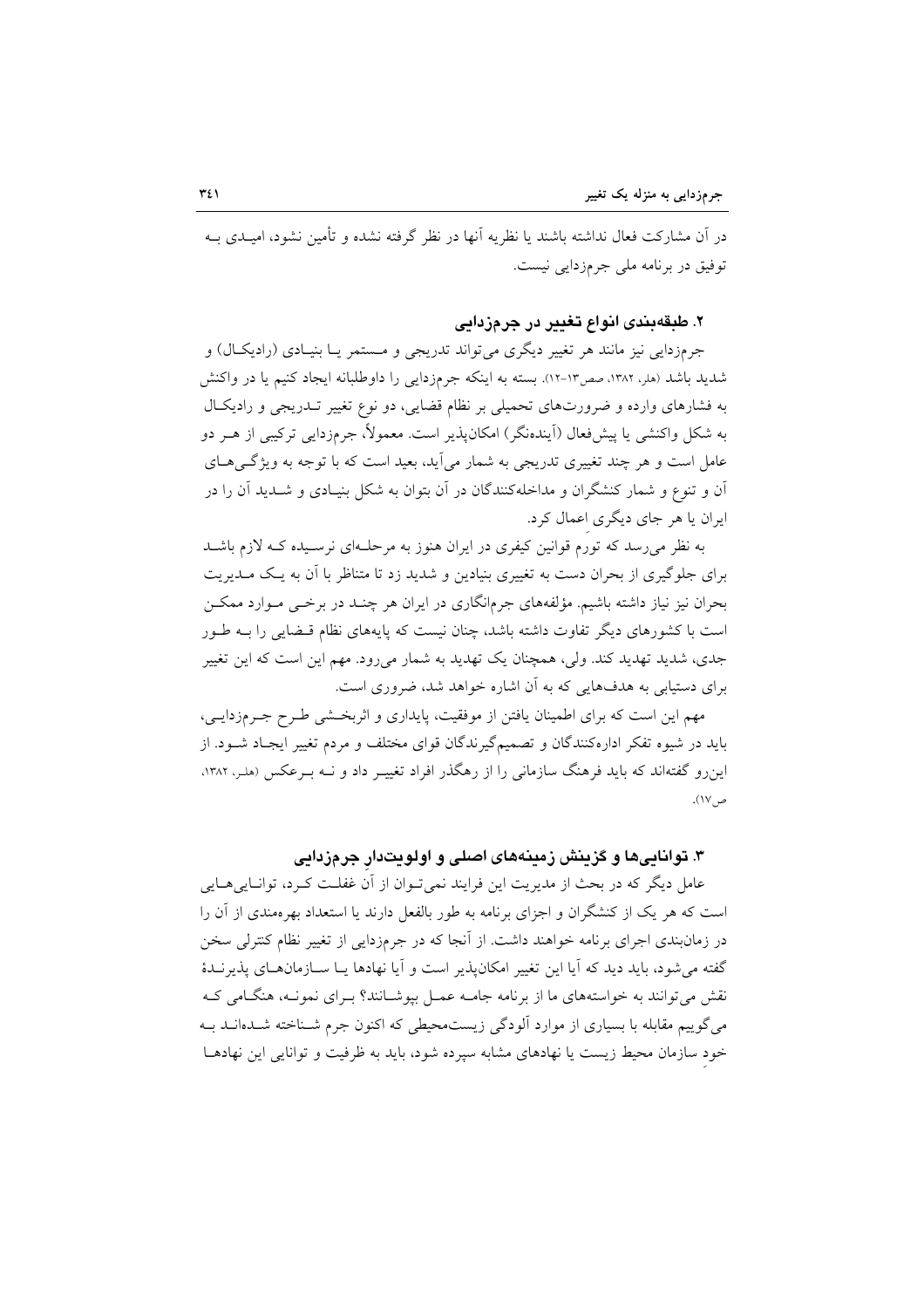در آن مشارکت فعال نداشته باشند یا نظریه آنها در نظر گرفته نشده و تأمین نشود، امیدی به توفیق در برنامه ملی جرم‌زدایی نیست.

### ۲. طبقه‌بندی انواع تغییر در جرم‌زدایی

جرم‌زدایی نیز مانند هر تغییر دیگری می‌تواند تدریجی و مستمر یا بنیادی (رادیکال) و شدید باشد (هلر، ۱۳۸۲، صص۱۳-۱۲). بسته به اینکه جرم‌زدایی را داوطلبانه ایجاد کنیم یا در واکنش به فشارهای وارده و ضرورت‌های تحمیلی بر نظام قضایی، دو نوع تغییر تدریجی و رادیکال به شکل واکنشی یا پیش‌فعال (آینده‌نگر) امکان‌پذیر است. معمولاً، جرم‌زدایی ترکیبی از هر دو عامل است و هر چند تغییری تدریجی به شمار می‌آید، بعید است که با توجه به ویژگی‌های آن و تنوع و شمار کنشگران و مداخله‌کنندگان در آن بتوان به شکل بنیادی و شدید آن را در ایران یا هر جای دیگری اعمال کرد.

به نظر می‌رسد که تورم قوانین کیفری در ایران هنوز به مرحله‌ای نرسیده که لازم باشد برای جلوگیری از بحران دست به تغییری بنیادین و شدید زد تا متناظر با آن به یک مدیریت بحران نیز نیاز داشته باشیم. مؤلفه‌های جرم‌انگاری در ایران هر چند در برخی موارد ممکن است با کشورهای دیگر تفاوت داشته باشد، چنان نیست که پایه‌های نظام قضایی را به طور جدی، شدید تهدید کند. ولی، همچنان یک تهدید به شمار می‌رود. مهم این است که این تغییر برای دستیابی به هدف‌هایی که به آن اشاره خواهد شد، ضروری است.

مهم این است که برای اطمینان یافتن از موفقیت، پایداری و اثربخشی طرح جرم‌زدایی، باید در شیوه تفکر اداره‌کنندگان و تصمیم‌گیرندگان قوای مختلف و مردم تغییر ایجاد شود. از این‌رو گفته‌اند که باید فرهنگ سازمانی را از رهگذر افراد تغییر داد و نه برعکس (هلر، ۱۳۸۲، ص۱۷).

### ۳. توانایی‌ها و گزینش زمینه‌های اصلی و اولویت‌دار جرم‌زدایی

عامل دیگر که در بحث از مدیریت این فرایند نمی‌توان از آن غفلت کرد، توانایی‌هایی است که هر یک از کنشگران و اجزای برنامه به طور بالفعل دارند یا استعداد بهره‌مندی از آن را در زمان‌بندی اجرای برنامه خواهند داشت. از آنجا که در جرم‌زدایی از تغییر نظام کنترلی سخن گفته می‌شود، باید دید که آیا این تغییر امکان‌پذیر است و آیا نهادها یا سازمان‌های پذیرندهٔ نقش می‌توانند به خواسته‌های ما از برنامه جامه عمل بپوشانند؟ برای نمونه، هنگامی که می‌گوییم مقابله با بسیاری از موارد آلودگی زیست‌محیطی که اکنون جرم شناخته شده‌اند به خودِ سازمان محیط زیست یا نهادهای مشابه سپرده شود، باید به ظرفیت و توانایی این نهادها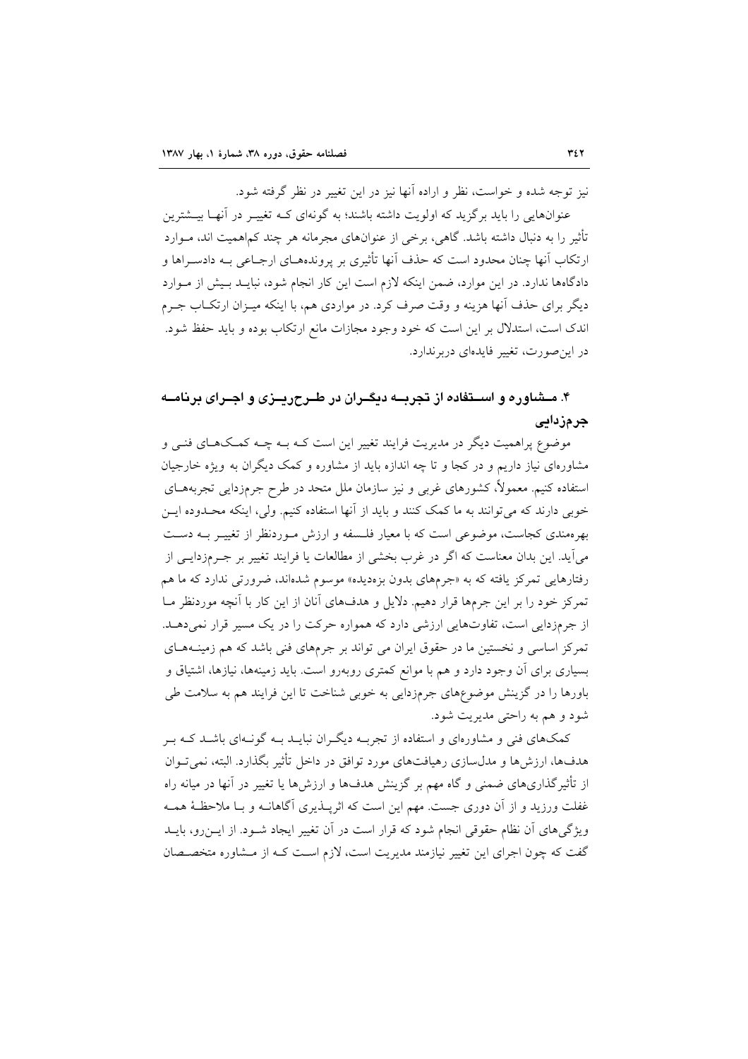نیز توجه شده و خواست، نظر و اراده آنها نیز در این تغییر در نظر گرفته شود.

عنوان‌هایی را باید برگزید که اولویت داشته باشند؛ به گونه‌ای کـه تغییـر در آنهـا بیـشترین تأثیر را به دنبال داشته باشد. گاهی، برخی از عنوان‌های مجرمانه هر چند کم‌اهمیت اند، مـوارد ارتکاب آنها چنان محدود است که حذف آنها تأثیری بر پرونده‌هـای ارجـاعی بـه دادسـراها و دادگاه‌ها ندارد. در این موارد، ضمن اینکه لازم است این کار انجام شود، نبایـد بـیش از مـوارد دیگر برای حذف آنها هزینه و وقت صرف کرد. در مواردی هم، با اینکه میـزان ارتکـاب جـرم اندک است، استدلال بر این است که خود وجود مجازات مانع ارتکاب بوده و باید حفظ شود. در این‌صورت، تغییر فایده‌ای دربرندارد.

## ۴. مـشاوره و اسـتفاده از تجربـه دیگـران در طـرح‌ریـزی و اجـرای برنامـه جرم‌زدایی

موضوع پراهمیت دیگر در مدیریت فرایند تغییر این است کـه بـه چـه کمـک‌هـای فنـی و مشاوره‌ای نیاز داریم و در کجا و تا چه اندازه باید از مشاوره و کمک دیگران به ویژه خارجیان استفاده کنیم. معمولاً، کشورهای غربی و نیز سازمان ملل متحد در طرح جرم‌زدایی تجربه‌هـای خوبی دارند که می‌توانند به ما کمک کنند و باید از آنها استفاده کنیم. ولی، اینکه محـدوده ایـن بهره‌مندی کجاست، موضوعی است که با معیار فلـسفه و ارزش مـوردنظر از تغییـر بـه دسـت می‌آید. این بدان معناست که اگر در غرب بخشی از مطالعات یا فرایند تغییر بر جـرم‌زدایـی از رفتارهایی تمرکز یافته که به «جرم‌های بدون بزه‌دیده» موسوم شده‌اند، ضرورتی ندارد که ما هم تمرکز خود را بر این جرم‌ها قرار دهیم. دلایل و هدف‌های آنان از این کار با آنچه موردنظر مـا از جرم‌زدایی است، تفاوت‌هایی ارزشی دارد که همواره حرکت را در یک مسیر قرار نمی‌دهـد. تمرکز اساسی و نخستین ما در حقوق ایران می تواند بر جرم‌های فنی باشد که هم زمینـه‌هـای بسیاری برای آن وجود دارد و هم با موانع کمتری روبه‌رو است. باید زمینه‌ها، نیازها، اشتیاق و باورها را در گزینش موضوع‌های جرم‌زدایی به خوبی شناخت تا این فرایند هم به سلامت طی شود و هم به راحتی مدیریت شود.

کمک‌های فنی و مشاوره‌ای و استفاده از تجربـه دیگـران نبایـد بـه گونـه‌ای باشـد کـه بـر هدف‌ها، ارزش‌ها و مدل‌سازی رهیافت‌های مورد توافق در داخل تأثیر بگذارد. البته، نمی‌تـوان از تأثیرگذاری‌های ضمنی و گاه مهم بر گزینش هدف‌ها و ارزش‌ها یا تغییر در آنها در میانه راه غفلت ورزید و از آن دوری جست. مهم این است که اثرپـذیری آگاهانـه و بـا ملاحظـهٔ همـه ویژگی‌های آن نظام حقوقی انجام شود که قرار است در آن تغییر ایجاد شـود. از ایـن‌رو، بایـد گفت که چون اجرای این تغییر نیازمند مدیریت است، لازم اسـت کـه از مـشاوره متخصـصان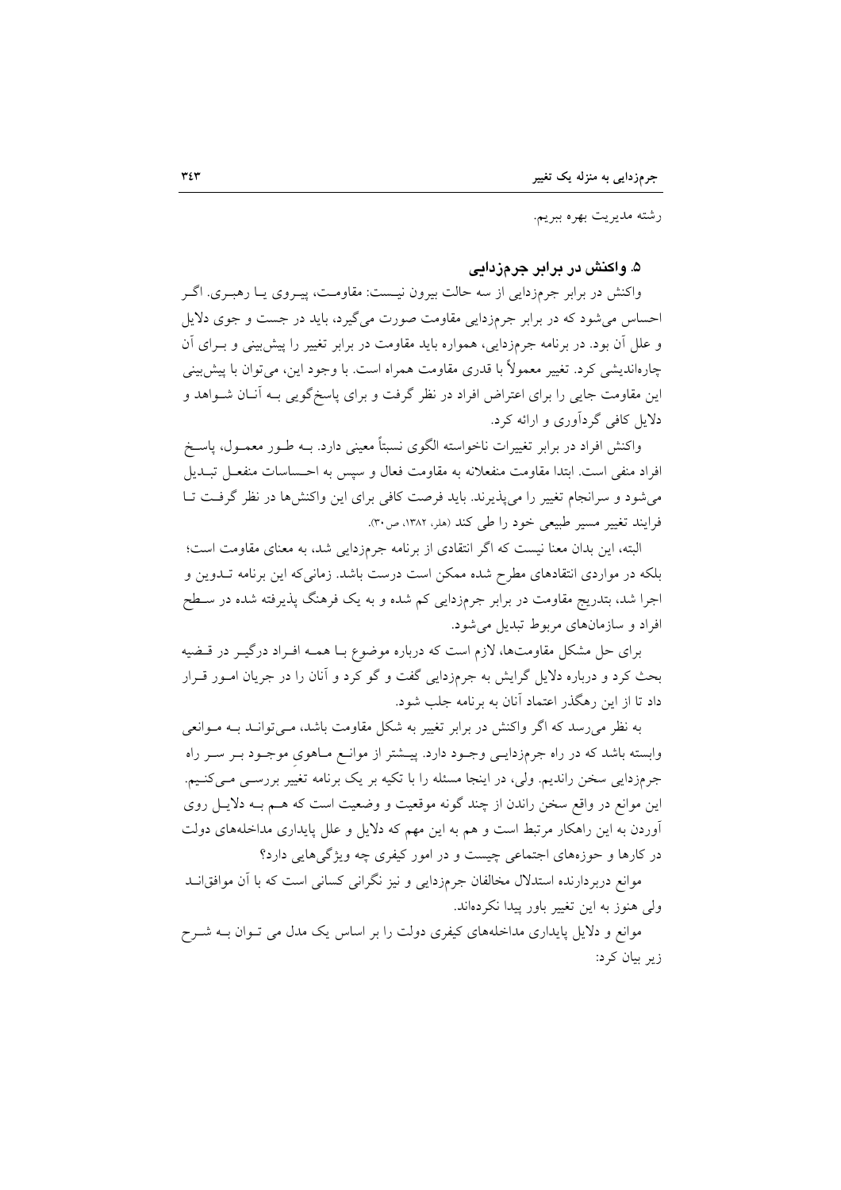رشته مدیریت بهره ببریم.

### ۵. واکنش در برابر جرم‌زدایی

واکنش در برابر جرم‌زدایی از سه حالت بیرون نیست: مقاومت، پیروی یا رهبری. اگر احساس می‌شود که در برابر جرم‌زدایی مقاومت صورت می‌گیرد، باید در جست و جوی دلایل و علل آن بود. در برنامه جرم‌زدایی، همواره باید مقاومت در برابر تغییر را پیش‌بینی و برای آن چاره‌اندیشی کرد. تغییر معمولاً با قدری مقاومت همراه است. با وجود این، می‌توان با پیش‌بینی این مقاومت جایی را برای اعتراض افراد در نظر گرفت و برای پاسخ‌گویی به آنان شواهد و دلایل کافی گردآوری و ارائه کرد.

واکنش افراد در برابر تغییرات ناخواسته الگوی نسبتاً معینی دارد. به طور معمول، پاسخ افراد منفی است. ابتدا مقاومت منفعلانه به مقاومت فعال و سپس به احساسات منفعل تبدیل می‌شود و سرانجام تغییر را می‌پذیرند. باید فرصت کافی برای این واکنش‌ها در نظر گرفت تا فرایند تغییر مسیر طبیعی خود را طی کند (هلر، ۱۳۸۲، ص۳۰).

البته، این بدان معنا نیست که اگر انتقادی از برنامه جرم‌زدایی شد، به معنای مقاومت است؛ بلکه در مواردی انتقادهای مطرح شده ممکن است درست باشد. زمانی‌که این برنامه تدوین و اجرا شد، بتدریج مقاومت در برابر جرم‌زدایی کم شده و به یک فرهنگ پذیرفته شده در سطح افراد و سازمان‌های مربوط تبدیل می‌شود.

برای حل مشکل مقاومت‌ها، لازم است که درباره موضوع با همه افراد درگیر در قضیه بحث کرد و درباره دلایل گرایش به جرم‌زدایی گفت و گو کرد و آنان را در جریان امور قرار داد تا از این رهگذر اعتماد آنان به برنامه جلب شود.

به نظر می‌رسد که اگر واکنش در برابر تغییر به شکل مقاومت باشد، می‌تواند به موانعی وابسته باشد که در راه جرم‌زدایی وجود دارد. پیشتر از موانع ماهوی موجود بر سر راه جرم‌زدایی سخن راندیم. ولی، در اینجا مسئله را با تکیه بر یک برنامه تغییر بررسی می‌کنیم. این موانع در واقع سخن راندن از چند گونه موقعیت و وضعیت است که هم به دلایل روی آوردن به این راهکار مرتبط است و هم به این مهم که دلایل و علل پایداری مداخله‌های دولت در کارها و حوزه‌های اجتماعی چیست و در امور کیفری چه ویژگی‌هایی دارد؟

موانع دربردارنده استدلال مخالفان جرم‌زدایی و نیز نگرانی کسانی است که با آن موافق‌اند ولی هنوز به این تغییر باور پیدا نکرده‌اند.

موانع و دلایل پایداری مداخله‌های کیفری دولت را بر اساس یک مدل می توان به شرح زیر بیان کرد: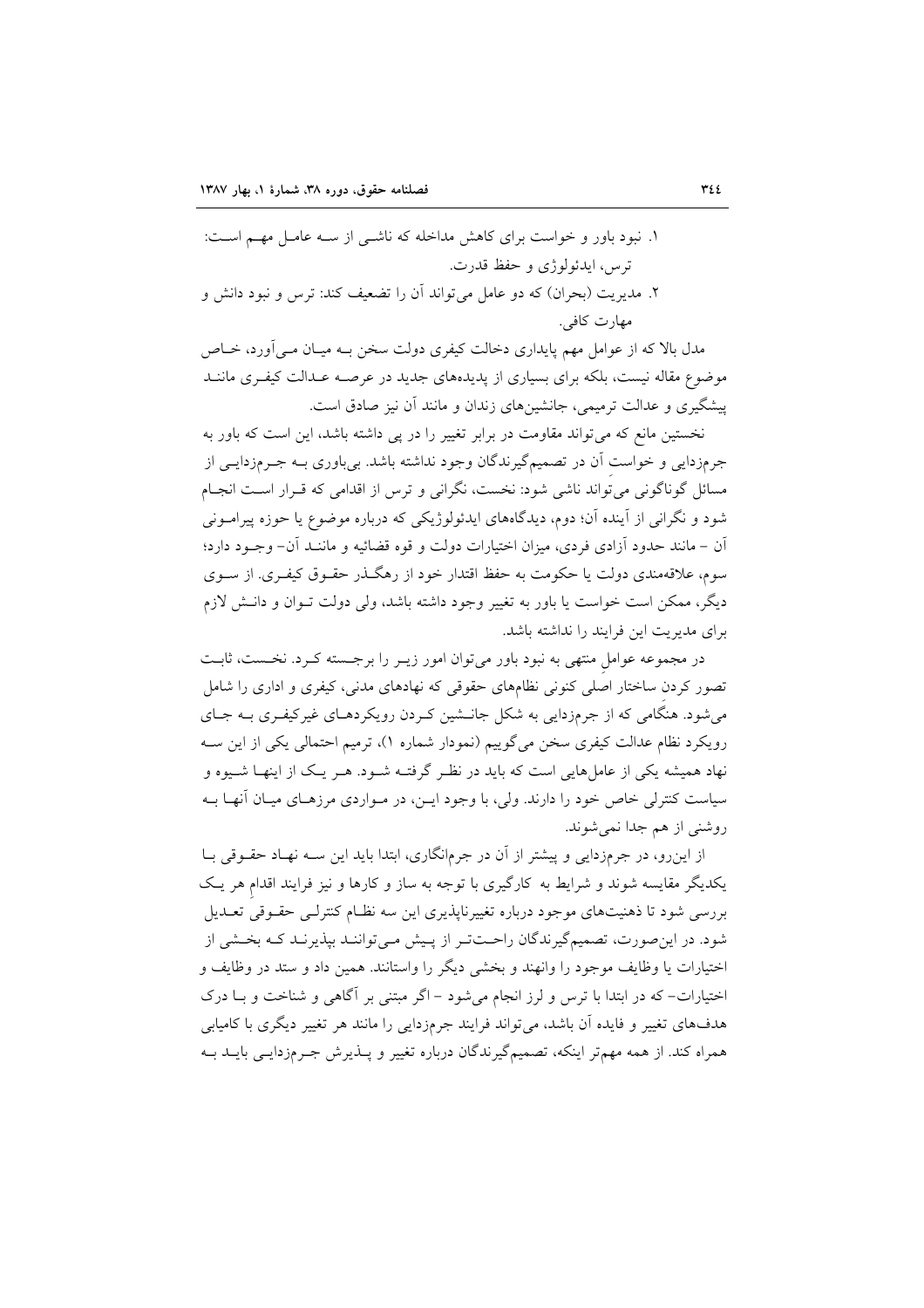۱. نبود باور و خواست برای کاهش مداخله که ناشی از سه عامل مهم است: ترس، ایدئولوژی و حفظ قدرت.

۲. مدیریت (بحران) که دو عامل می‌تواند آن را تضعیف کند: ترس و نبود دانش و مهارت کافی.

مدل بالا که از عوامل مهم پایداری دخالت کیفری دولت سخن به میان می‌آورد، خاص موضوع مقاله نیست، بلکه برای بسیاری از پدیده‌های جدید در عرصه عدالت کیفری مانند پیشگیری و عدالت ترمیمی، جانشین‌های زندان و مانند آن نیز صادق است.

نخستین مانع که می‌تواند مقاومت در برابر تغییر را در پی داشته باشد، این است که باور به جرم‌زدایی و خواست آن در تصمیم‌گیرندگان وجود نداشته باشد. بی‌باوری به جرم‌زدایی از مسائل گوناگونی می‌تواند ناشی شود: نخست، نگرانی و ترس از اقدامی که قرار است انجام شود و نگرانی از آینده آن؛ دوم، دیدگاه‌های ایدئولوژیکی که درباره موضوع یا حوزه پیرامونی آن - مانند حدود آزادی فردی، میزان اختیارات دولت و قوه قضائیه و مانند آن- وجود دارد؛ سوم، علاقه‌مندی دولت یا حکومت به حفظ اقتدار خود از رهگذر حقوق کیفری. از سوی دیگر، ممکن است خواست یا باور به تغییر وجود داشته باشد، ولی دولت توان و دانش لازم برای مدیریت این فرایند را نداشته باشد.

در مجموعه عوامل منتهی به نبود باور می‌توان امور زیر را برجسته کرد. نخست، ثابت تصور کردن ساختار اصلی کنونی نظام‌های حقوقی که نهادهای مدنی، کیفری و اداری را شامل می‌شود. هنگامی که از جرم‌زدایی به شکل جانشین کردن رویکردهای غیرکیفری به جای رویکرد نظام عدالت کیفری سخن می‌گوییم (نمودار شماره ۱)، ترمیم احتمالی یکی از این سه نهاد همیشه یکی از عامل‌هایی است که باید در نظر گرفته شود. هر یک از اینها شیوه و سیاست کنترلی خاص خود را دارند. ولی، با وجود این، در مواردی مرزهای میان آنها به روشنی از هم جدا نمی‌شوند.

از این‌رو، در جرم‌زدایی و پیشتر از آن در جرم‌انگاری، ابتدا باید این سه نهاد حقوقی با یکدیگر مقایسه شوند و شرایط به کارگیری با توجه به ساز و کارها و نیز فرایند اقدام هر یک بررسی شود تا ذهنیت‌های موجود درباره تغییرناپذیری این سه نظام کنترلی حقوقی تعدیل شود. در این‌صورت، تصمیم‌گیرندگان راحت‌تر از پیش می‌توانند بپذیرند که بخشی از اختیارات یا وظایف موجود را وانهند و بخشی دیگر را واستانند. همین داد و ستد در وظایف و اختیارات- که در ابتدا با ترس و لرز انجام می‌شود - اگر مبتنی بر آگاهی و شناخت و با درک هدف‌های تغییر و فایده آن باشد، می‌تواند فرایند جرم‌زدایی را مانند هر تغییر دیگری با کامیابی همراه کند. از همه مهم‌تر اینکه، تصمیم‌گیرندگان درباره تغییر و پذیرش جرم‌زدایی باید به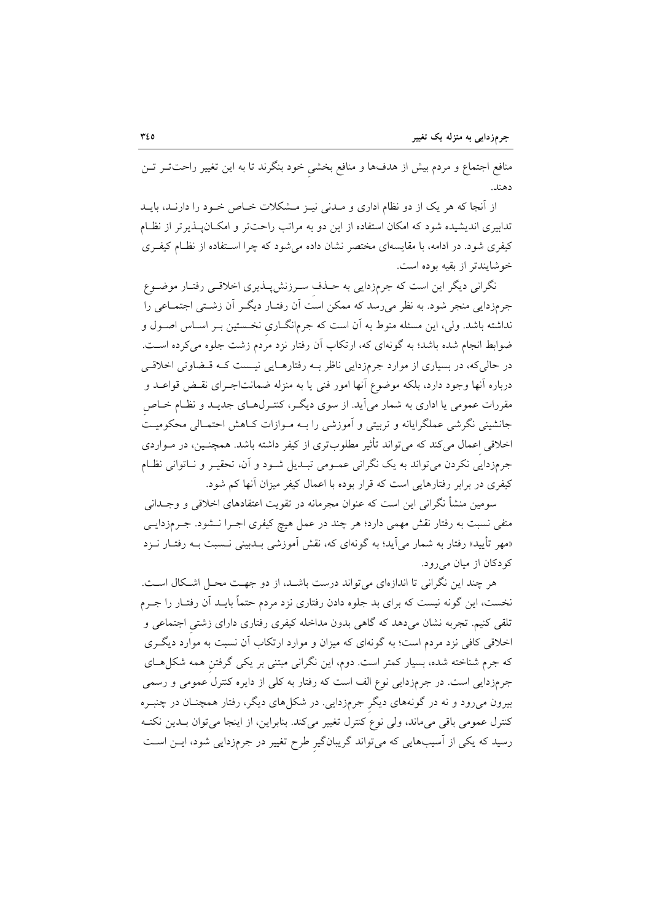منافع اجتماع و مردم بیش از هدف‌ها و منافع بخشیِ خود بنگرند تا به این تغییر راحت‌تر تن دهند.

از آنجا که هر یک از دو نظام اداری و مدنی نیز مشکلات خاص خود را دارند، باید تدابیری اندیشیده شود که امکان استفاده از این دو به مراتب راحت‌تر و امکان‌پذیرتر از نظام کیفری شود. در ادامه، با مقایسه‌ای مختصر نشان داده می‌شود که چرا استفاده از نظام کیفری خوشایندتر از بقیه بوده است.

نگرانی دیگر این است که جرم‌زدایی به حذفِ سرزنش‌پذیری اخلاقی رفتار موضوع جرم‌زدایی منجر شود. به نظر می‌رسد که ممکن است آن رفتار دیگر آن زشتی اجتماعی را نداشته باشد. ولی، این مسئله منوط به آن است که جرم‌انگاری نخستین بر اساس اصول و ضوابط انجام شده باشد؛ به گونه‌ای که، ارتکاب آن رفتار نزد مردم زشت جلوه می‌کرده است. در حالی‌که، در بسیاری از موارد جرم‌زدایی ناظر به رفتارهایی نیست که قضاوتی اخلاقی درباره آنها وجود دارد، بلکه موضوع آنها امور فنی یا به منزله ضمانت‌اجرای نقض قواعد و مقررات عمومی یا اداری به شمار می‌آید. از سوی دیگر، کنترل‌های جدید و نظام خاصِ جانشینی نگرشی عملگرایانه و تربیتی و آموزشی را به موازات کاهش احتمالی محکومیت اخلاقی اعمال می‌کند که می‌تواند تأثیر مطلوب‌تری از کیفر داشته باشد. همچنین، در مواردی جرم‌زدایی نکردن می‌تواند به یک نگرانی عمومی تبدیل شود و آن، تحقیر و ناتوانی نظام کیفری در برابر رفتارهایی است که قرار بوده با اعمال کیفر میزان آنها کم شود.

سومین منشأ نگرانی این است که عنوان مجرمانه در تقویت اعتقادهای اخلاقی و وجدانی منفی نسبت به رفتار نقش مهمی دارد؛ هر چند در عمل هیچ کیفری اجرا نشود. جرم‌زدایی «مهر تأیید» رفتار به شمار می‌آید؛ به گونه‌ای که، نقش آموزشی بدبینی نسبت به رفتار نزد کودکان از میان می‌رود.

هر چند این نگرانی تا اندازه‌ای می‌تواند درست باشد، از دو جهت محل اشکال است. نخست، این گونه نیست که برای بد جلوه دادن رفتاری نزد مردم حتماً باید آن رفتار را جرم تلقی کنیم. تجربه نشان می‌دهد که گاهی بدون مداخله کیفری رفتاری دارای زشتیِ اجتماعی و اخلاقی کافی نزد مردم است؛ به گونه‌ای که میزان و موارد ارتکاب آن نسبت به موارد دیگری که جرم شناخته شده، بسیار کمتر است. دوم، این نگرانی مبتنی بر یکی گرفتنِ همه شکل‌های جرم‌زدایی است. در جرم‌زدایی نوع الف است که رفتار به کلی از دایره کنترل عمومی و رسمی بیرون می‌رود و نه در گونه‌های دیگرِ جرم‌زدایی. در شکل‌های دیگر، رفتار همچنان در چنبره کنترل عمومی باقی می‌ماند، ولی نوعِ کنترل تغییر می‌کند. بنابراین، از اینجا می‌توان بدین نکته رسید که یکی از آسیب‌هایی که می‌تواند گریبانگیرِ طرح تغییر در جرم‌زدایی شود، این است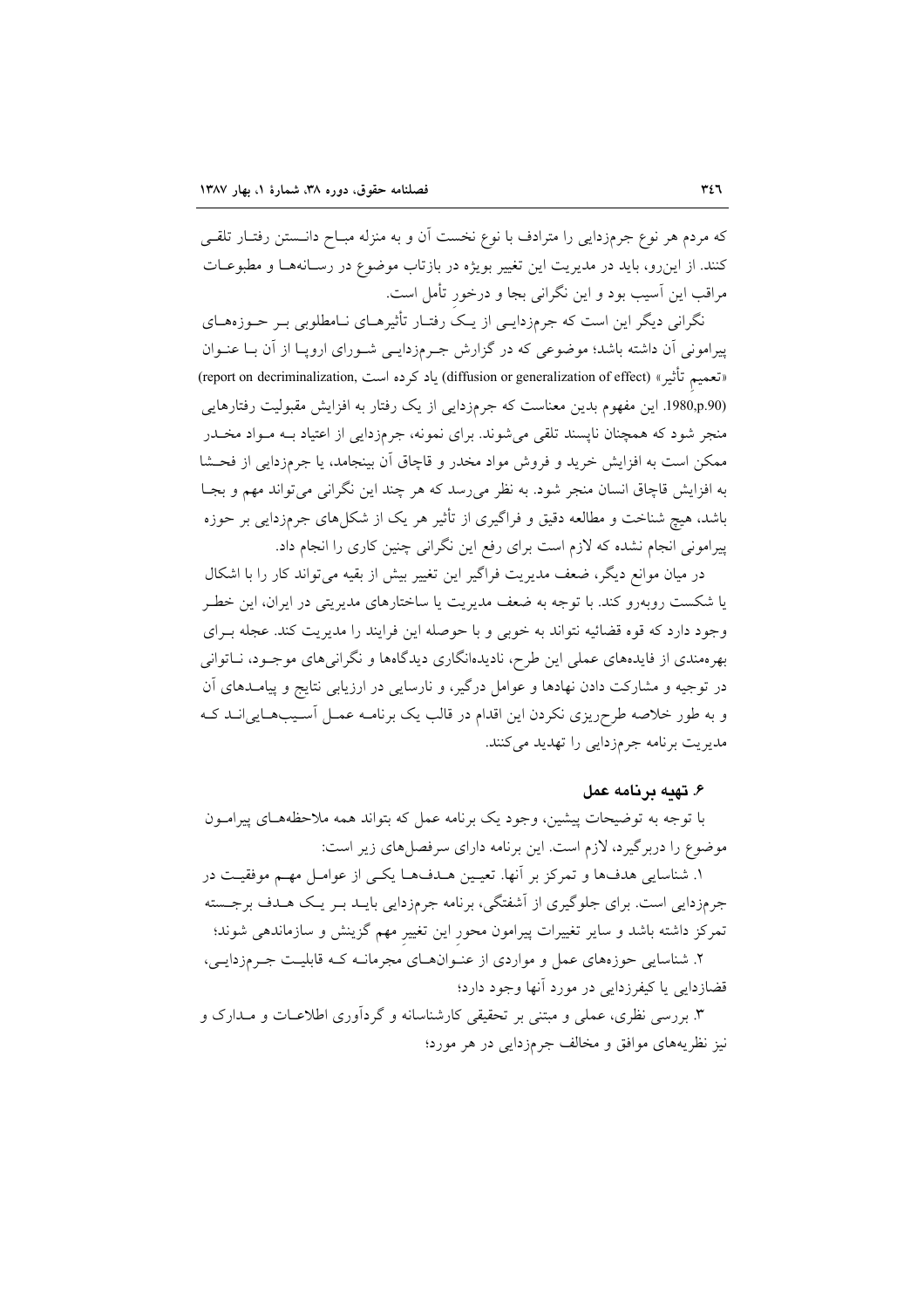که مردم هر نوع جرم‌زدایی را مترادف با نوع نخست آن و به منزله مباح دانستن رفتار تلقی کنند. از این‌رو، باید در مدیریت این تغییر بویژه در بازتاب موضوع در رسانه‌ها و مطبوعات مراقب این آسیب بود و این نگرانی بجا و درخور تأمل است.

نگرانی دیگر این است که جرم‌زدایی از یک رفتار تأثیرهای نامطلوبی بر حوزه‌های پیرامونی آن داشته باشد؛ موضوعی که در گزارش جرم‌زدایی شورای اروپا از آن با عنوان «تعمیم تأثیر» (diffusion or generalization of effect) یاد کرده است (report on decriminalization, 1980,p.90). این مفهوم بدین معناست که جرم‌زدایی از یک رفتار به افزایش مقبولیت رفتارهایی منجر شود که همچنان ناپسند تلقی می‌شوند. برای نمونه، جرم‌زدایی از اعتیاد به مواد مخدر ممکن است به افزایش خرید و فروش مواد مخدر و قاچاق آن بینجامد، یا جرم‌زدایی از فحشا به افزایش قاچاق انسان منجر شود. به نظر می‌رسد که هر چند این نگرانی می‌تواند مهم و بجا باشد، هیچ شناخت و مطالعه دقیق و فراگیری از تأثیر هر یک از شکل‌های جرم‌زدایی بر حوزه پیرامونی انجام نشده که لازم است برای رفع این نگرانی چنین کاری را انجام داد.

در میان موانع دیگر، ضعف مدیریت فراگیر این تغییر بیش از بقیه می‌تواند کار را با اشکال یا شکست روبه‌رو کند. با توجه به ضعف مدیریت یا ساختارهای مدیریتی در ایران، این خطر وجود دارد که قوه قضائیه نتواند به خوبی و با حوصله این فرایند را مدیریت کند. عجله برای بهره‌مندی از فایده‌های عملی این طرح، نادیده‌انگاری دیدگاه‌ها و نگرانی‌های موجود، ناتوانی در توجیه و مشارکت دادن نهادها و عوامل درگیر، و نارسایی در ارزیابی نتایج و پیامدهای آن و به طور خلاصه طرح‌ریزی نکردن این اقدام در قالب یک برنامه عمل آسیب‌هایی‌اند که مدیریت برنامه جرم‌زدایی را تهدید می‌کنند.

### ۶. تهیه برنامه عمل

با توجه به توضیحات پیشین، وجود یک برنامه عمل که بتواند همه ملاحظه‌های پیرامون موضوع را دربرگیرد، لازم است. این برنامه دارای سرفصل‌های زیر است:

۱. شناسایی هدف‌ها و تمرکز بر آنها. تعیین هدف‌ها یکی از عوامل مهم موفقیت در جرم‌زدایی است. برای جلوگیری از آشفتگی، برنامه جرم‌زدایی باید بر یک هدف برجسته تمرکز داشته باشد و سایر تغییرات پیرامون محور این تغییرِ مهم گزینش و سازماندهی شوند؛

۲. شناسایی حوزه‌های عمل و مواردی از عنوان‌های مجرمانه که قابلیت جرم‌زدایی، قضازدایی یا کیفرزدایی در مورد آنها وجود دارد؛

۳. بررسی نظری، عملی و مبتنی بر تحقیقی کارشناسانه و گردآوری اطلاعات و مدارک و نیز نظریه‌های موافق و مخالف جرم‌زدایی در هر مورد؛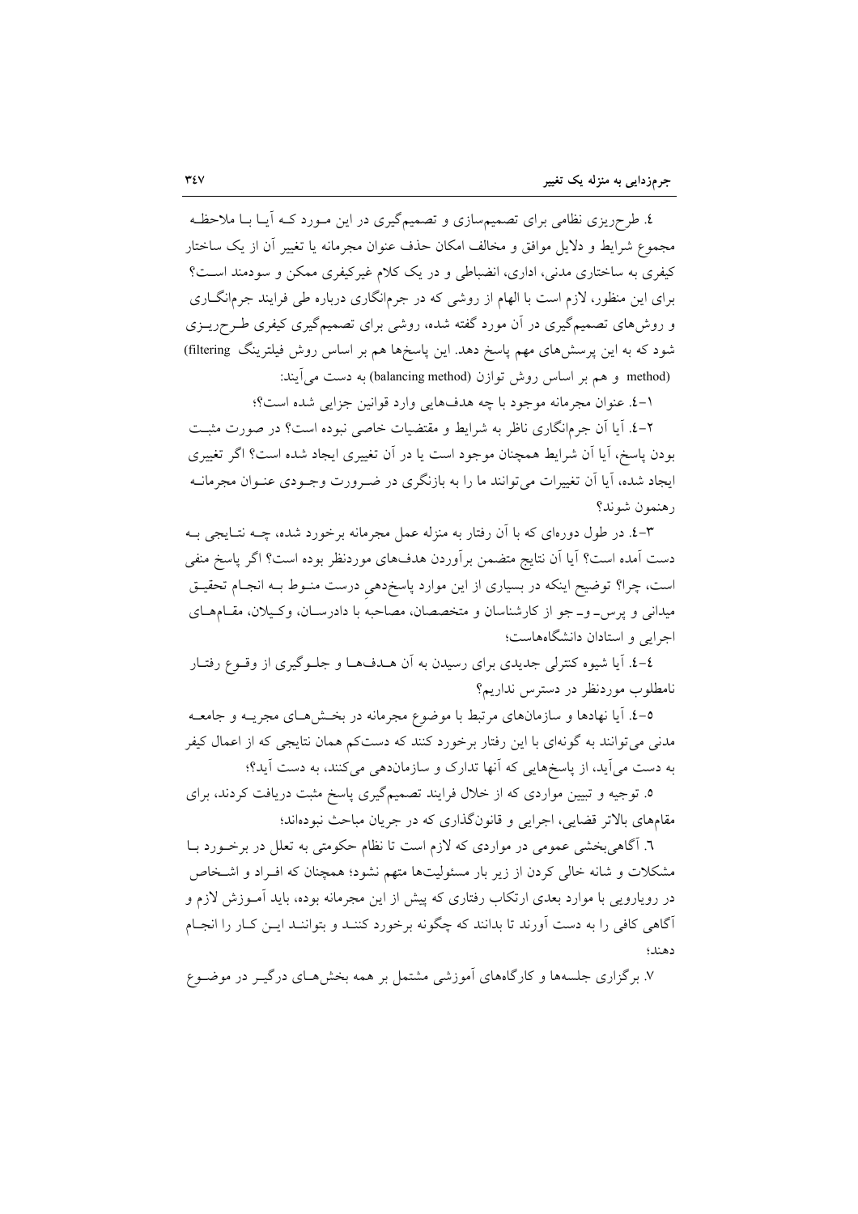٤. طرح‌ریزی نظامی برای تصمیم‌سازی و تصمیم‌گیری در این مورد که آیا با ملاحظه مجموع شرایط و دلایل موافق و مخالف امکان حذف عنوان مجرمانه یا تغییر آن از یک ساختار کیفری به ساختاری مدنی، اداری، انضباطی و در یک کلام غیرکیفری ممکن و سودمند است؟ برای این منظور، لازم است با الهام از روشی که در جرم‌انگاری درباره طی فرایند جرم‌انگاری و روش‌های تصمیم‌گیری در آن مورد گفته شده، روشی برای تصمیم‌گیری کیفری طرح‌ریزی شود که به این پرسش‌های مهم پاسخ دهد. این پاسخ‌ها هم بر اساس روش فیلترینگ (filtering method) و هم بر اساس روش توازن (balancing method) به دست می‌آیند:

١-٤. عنوان مجرمانه موجود با چه هدف‌هایی وارد قوانین جزایی شده است؟؛

٢-٤. آیا آن جرم‌انگاری ناظر به شرایط و مقتضیات خاصی نبوده است؟ در صورت مثبت بودن پاسخ، آیا آن شرایط همچنان موجود است یا در آن تغییری ایجاد شده است؟ اگر تغییری ایجاد شده، آیا آن تغییرات می‌توانند ما را به بازنگری در ضرورت وجودی عنوان مجرمانه رهنمون شوند؟

٣-٤. در طول دوره‌ای که با آن رفتار به منزله عمل مجرمانه برخورد شده، چه نتایجی به دست آمده است؟ آیا آن نتایج متضمن برآوردن هدف‌های موردنظر بوده است؟ اگر پاسخ منفی است، چرا؟ توضیح اینکه در بسیاری از این موارد پاسخ‌دهیِ درست منوط به انجام تحقیق میدانی و پرس‌ـ وـ جو از کارشناسان و متخصصان، مصاحبه با دادرسان، وکیلان، مقام‌های اجرایی و استادان دانشگاه‌هاست؛

٤-٤. آیا شیوه کنترلی جدیدی برای رسیدن به آن هدف‌ها و جلوگیری از وقوع رفتار نامطلوب موردنظر در دسترس نداریم؟

٥-٤. آیا نهادها و سازمان‌های مرتبط با موضوع مجرمانه در بخش‌های مجریه و جامعه مدنی می‌توانند به گونه‌ای با این رفتار برخورد کنند که دست‌کم همان نتایجی که از اعمال کیفر به دست می‌آید، از پاسخ‌هایی که آنها تدارک و سازمان‌دهی می‌کنند، به دست آید؟؛

٥. توجیه و تبیین مواردی که از خلال فرایند تصمیم‌گیری پاسخ مثبت دریافت کردند، برای مقام‌های بالاتر قضایی، اجرایی و قانون‌گذاری که در جریان مباحث نبوده‌اند؛

٦. آگاهی‌بخشی عمومی در مواردی که لازم است تا نظام حکومتی به تعلل در برخورد با مشکلات و شانه خالی کردن از زیر بار مسئولیت‌ها متهم نشود؛ همچنان که افراد و اشخاص در رویارویی با موارد بعدی ارتکاب رفتاری که پیش از این مجرمانه بوده، باید آموزش لازم و آگاهی کافی را به دست آورند تا بدانند که چگونه برخورد کنند و بتوانند این کار را انجام دهند؛

٧. برگزاری جلسه‌ها و کارگاه‌های آموزشی مشتمل بر همه بخش‌های درگیر در موضوع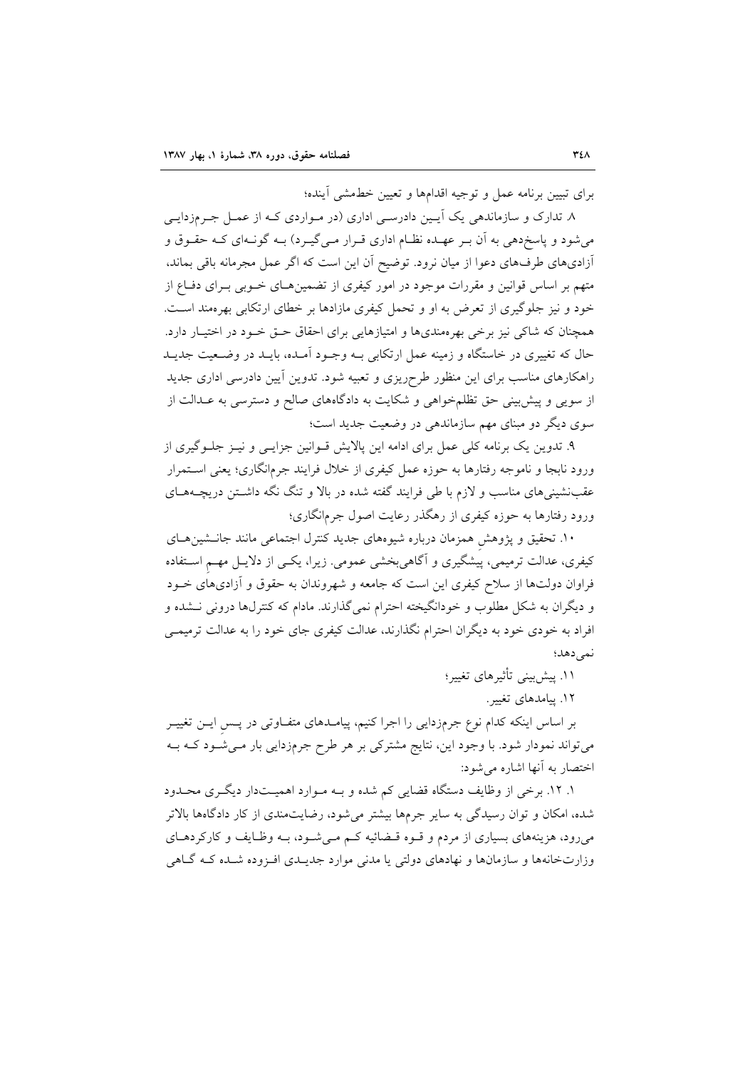برای تبیین برنامه عمل و توجیه اقدام‌ها و تعیین خط‌مشی آینده؛

۸. تدارک و سازماندهی یک آیین دادرسی اداری (در مواردی که از عمل جرم‌زدایی می‌شود و پاسخ‌دهی به آن بر عهده نظام اداری قرار می‌گیرد) به گونه‌ای که حقوق و آزادی‌های طرف‌های دعوا از میان نرود. توضیح آن این است که اگر عمل مجرمانه باقی بماند، متهم بر اساس قوانین و مقررات موجود در امور کیفری از تضمین‌های خوبی برای دفاع از خود و نیز جلوگیری از تعرض به او و تحمل کیفری مازادها بر خطای ارتکابی بهره‌مند است. همچنان که شاکی نیز برخی بهره‌مندی‌ها و امتیازهایی برای احقاق حق خود در اختیار دارد. حال که تغییری در خاستگاه و زمینه عمل ارتکابی به وجود آمده، باید در وضعیت جدید راهکارهای مناسب برای این منظور طرح‌ریزی و تعبیه شود. تدوین آیین دادرسی اداری جدید از سویی و پیش‌بینی حق تظلم‌خواهی و شکایت به دادگاه‌های صالح و دسترسی به عدالت از سوی دیگر دو مبنای مهم سازماندهی در وضعیت جدید است؛

۹. تدوین یک برنامه کلی عمل برای ادامه این پالایش قوانین جزایی و نیز جلوگیری از ورود نابجا و ناموجه رفتارها به حوزه عمل کیفری از خلال فرایند جرم‌انگاری؛ یعنی استمرار عقب‌نشینی‌های مناسب و لازم با طی فرایند گفته شده در بالا و تنگ نگه داشتن دریچه‌های ورود رفتارها به حوزه کیفری از رهگذر رعایت اصول جرم‌انگاری؛

۱۰. تحقیق و پژوهش همزمان درباره شیوه‌های جدید کنترل اجتماعی مانند جانشین‌های کیفری، عدالت ترمیمی، پیشگیری و آگاهی‌بخشی عمومی. زیرا، یکی از دلایل مهم استفاده فراوان دولت‌ها از سلاح کیفری این است که جامعه و شهروندان به حقوق و آزادی‌های خود و دیگران به شکل مطلوب و خودانگیخته احترام نمی‌گذارند. مادام که کنترل‌ها درونی نشده و افراد به خودی خود به دیگران احترام نگذارند، عدالت کیفری جای خود را به عدالت ترمیمی نمی‌دهد؛

۱۱. پیش‌بینی تأثیرهای تغییر؛

۱۲. پیامدهای تغییر.

بر اساس اینکه کدام نوع جرم‌زدایی را اجرا کنیم، پیامدهای متفاوتی در پس این تغییر می‌تواند نمودار شود. با وجود این، نتایج مشترکی بر هر طرح جرم‌زدایی بار می‌شود که به اختصار به آنها اشاره می‌شود:

۱. ۱۲. برخی از وظایف دستگاه قضایی کم شده و به موارد اهمیت‌دار دیگری محدود شده، امکان و توان رسیدگی به سایر جرم‌ها بیشتر می‌شود، رضایت‌مندی از کار دادگاه‌ها بالاتر می‌رود، هزینه‌های بسیاری از مردم و قوه قضائیه کم می‌شود، به وظایف و کارکردهای وزارتخانه‌ها و سازمان‌ها و نهادهای دولتی یا مدنی موارد جدیدی افزوده شده که گاهی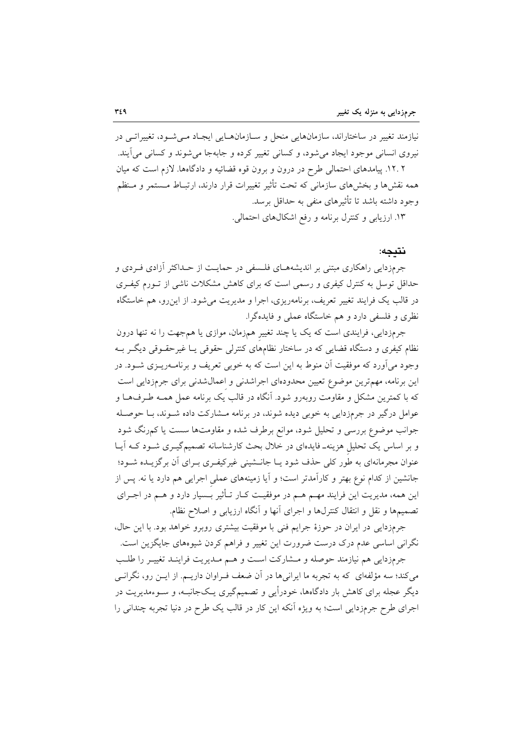نیازمند تغییر در ساختاراند، سازمان‌هایی منحل و سازمان‌هایی ایجاد می‌شود، تغییراتی در نیروی انسانی موجود ایجاد می‌شود، و کسانی تغییر کرده و جابه‌جا می‌شوند و کسانی می‌آیند.

۲ .۱۲. پیامدهای احتمالی طرح در درون و برون قوه قضائیه و دادگاه‌ها. لازم است که میان همه نقش‌ها و بخش‌های سازمانی که تحت تأثیر تغییرات قرار دارند، ارتباط مستمر و منظم وجود داشته باشد تا تأثیرهای منفی به حداقل برسد.

۱۳. ارزیابی و کنترل برنامه و رفع اشکال‌های احتمالی.

## نتیجه:

جرم‌زدایی راهکاری مبتنی بر اندیشه‌های فلسفی در حمایت از حداکثر آزادی فردی و حداقل توسل به کنترل کیفری و رسمی است که برای کاهش مشکلات ناشی از تورم کیفری در قالب یک فرایند تغییر تعریف، برنامه‌ریزی، اجرا و مدیریت می‌شود. از این‌رو، هم خاستگاه نظری و فلسفی دارد و هم خاستگاه عملی و فایده‌گرا.

جرم‌زدایی، فرایندی است که یک یا چند تغییرِ هم‌زمان، موازی یا هم‌جهت را نه تنها درون نظام کیفری و دستگاه قضایی که در ساختار نظام‌های کنترلی حقوقی یا غیرحقوقی دیگر به وجود می‌آورد که موفقیت آن منوط به این است که به خوبی تعریف و برنامه‌ریزی شود. در این برنامه، مهم‌ترین موضوع تعیین محدوده‌ای اجراشدنی و اعمال‌شدنی برای جرم‌زدایی است که با کمترین مشکل و مقاومت روبه‌رو شود. آنگاه در قالبِ یک برنامه عمل همه طرف‌ها و عوامل درگیر در جرم‌زدایی به خوبی دیده شوند، در برنامه مشارکت داده شوند، با حوصله جوانب موضوع بررسی و تحلیل شود، موانع برطرف شده و مقاومت‌ها سست یا کم‌رنگ شود و بر اساس یک تحلیلِ هزینه- فایده‌ای در خلال بحث کارشناسانه تصمیم‌گیری شود که آیا عنوان مجرمانه‌ای به طورِ کلی حذف شود یا جانشینی غیرکیفری برای آن برگزیده شود؛ جانشین از کدام نوع بهتر و کارآمدتر است؛ و آیا زمینه‌های عملیِ اجرایی هم دارد یا نه. پس از این همه، مدیریت این فرایند مهم هم در موفقیت کار تأثیرِ بسیار دارد و هم در اجرای تصمیم‌ها و نقل و انتقال کنترل‌ها و اجرای آنها و آنگاه ارزیابی و اصلاح نظام.

جرم‌زدایی در ایران در حوزهٔ جرایم فنی با موفقیت بیشتری روبرو خواهد بود. با این حال، نگرانی اساسی عدم درک درست ضرورت این تغییر و فراهم کردن شیوه‌های جایگزین است.

جرم‌زدایی هم نیازمند حوصله و مشارکت است و هم مدیریت فرایند تغییر را طلب می‌کند؛ سه مؤلفه‌ای که به تجربه ما ایرانی‌ها در آن ضعف فراوان داریم. از این رو، نگرانی دیگر عجله برای کاهش بار دادگاه‌ها، خودرأیی و تصمیم‌گیری یک‌جانبه، و سوءمدیریت در اجرای طرح جرم‌زدایی است؛ به ویژه آنکه این کار در قالب یک طرح در دنیا تجربه چندانی را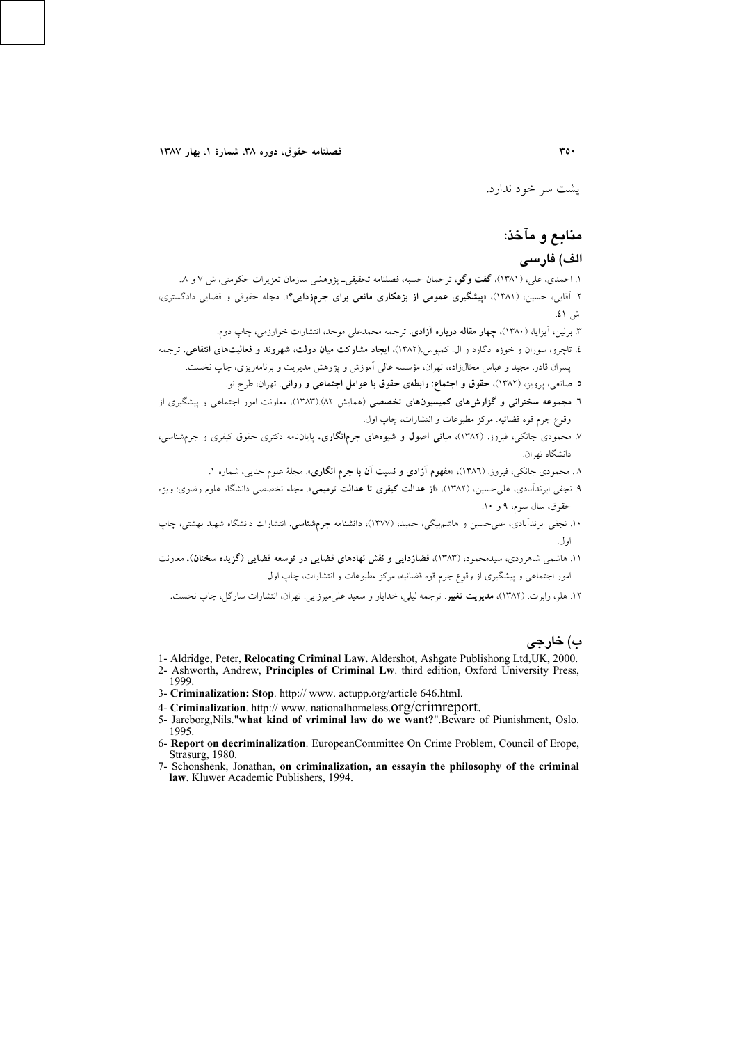پشت سر خود ندارد.

## منابع و مآخذ:

### الف) فارسی

۱. احمدی، علی، (۱۳۸۱)، **گفت وگو**، ترجمان حسبه، فصلنامه تحقیقی ـ پژوهشی سازمان تعزیرات حکومتی، ش ۷ و ۸.

۲. آقایی، حسین، (۱۳۸۱)، «**پیشگیری عمومی از بزهکاری مانعی برای جرم‌زدایی؟**». مجله حقوقی و قضایی دادگستری، ش ٤١.

۳. برلین، آیزایا، (۱۳۸۰)، **چهار مقاله درباره آزادی**. ترجمه محمدعلی موحد، انتشارات خوارزمی، چاپ دوم.

٤. تاچرو، سوران و خوزه ادگارد و ال. کمپوس.(۱۳۸۲)، **ایجاد مشارکت میان دولت، شهروند و فعالیت‌های انتفاعی**. ترجمه پسران قادر، مجید و عباس مخالزاده، تهران، مؤسسه عالی آموزش و پژوهش مدیریت و برنامه‌ریزی، چاپ نخست.

٥. صانعی، پرویز، (۱۳۸۲)، **حقوق و اجتماع: رابطه‌ی حقوق با عوامل اجتماعی و روانی**. تهران، طرح نو.

٦. **مجموعه سخنرانی و گزارش‌های کمیسیون‌های تخصصی** (همایش ۸۲).(۱۳۸۳)، معاونت امور اجتماعی و پیشگیری از وقوع جرم قوه قضائیه. مرکز مطبوعات و انتشارات، چاپ اول.

۷. محمودی جانکی، فیروز. (۱۳۸۲)، **مبانی اصول و شیوه‌های جرم‌انگاری**. پایان‌نامه دکتری حقوق کیفری و جرم‌شناسی، دانشگاه تهران.

۸ . محمودی جانکی، فیروز. (۱۳۸٦)، «**مفهوم آزادی و نسبت آن با جرم انگاری**». مجلهٔ علوم جنایی، شماره ۱.

۹. نجفی ابرندآبادی، علی‌حسین، (۱۳۸۲)، «**از عدالت کیفری تا عدالت ترمیمی**». مجله تخصصی دانشگاه علوم رضوی: ویژه حقوق، سال سوم، ۹ و ۱۰.

۱۰. نجفی ابرندآبادی، علی‌حسین و هاشم‌بیگی، حمید، (۱۳۷۷)، **دانشنامه جرم‌شناسی**. انتشارات دانشگاه شهید بهشتی، چاپ اول.

۱۱. هاشمی شاهرودی، سیدمحمود، (۱۳۸۳)، **قضازدایی و نقش نهادهای قضایی در توسعه قضایی (گزیده سخنان)**. معاونت امور اجتماعی و پیشگیری از وقوع جرم قوه قضائیه، مرکز مطبوعات و انتشارات، چاپ اول.

۱۲. هلر، رابرت. (۱۳۸۲)، **مدیریت تغییر**. ترجمه لیلی، خدایار و سعید علی‌میرزایی. تهران، انتشارات سارگل، چاپ نخست.

### ب) خارجی

1- Aldridge, Peter, **Relocating Criminal Law.** Aldershot, Ashgate Publishong Ltd,UK, 2000.

2- Ashworth, Andrew, **Principles of Criminal Lw**. third edition, Oxford University Press, 1999.

3- **Criminalization: Stop**. http:// www. actupp.org/article 646.html.

4- **Criminalization**. http:// www. nationalhomeless.org/crimreport.

5- Jareborg,Nils."**what kind of vriminal law do we want?**".Beware of Piunishment, Oslo. 1995.

6- **Report on decriminalization**. EuropeanCommittee On Crime Problem, Council of Erope, Strasurg, 1980.

7- Schonshenk, Jonathan, **on criminalization, an essayin the philosophy of the criminal law**. Kluwer Academic Publishers, 1994.